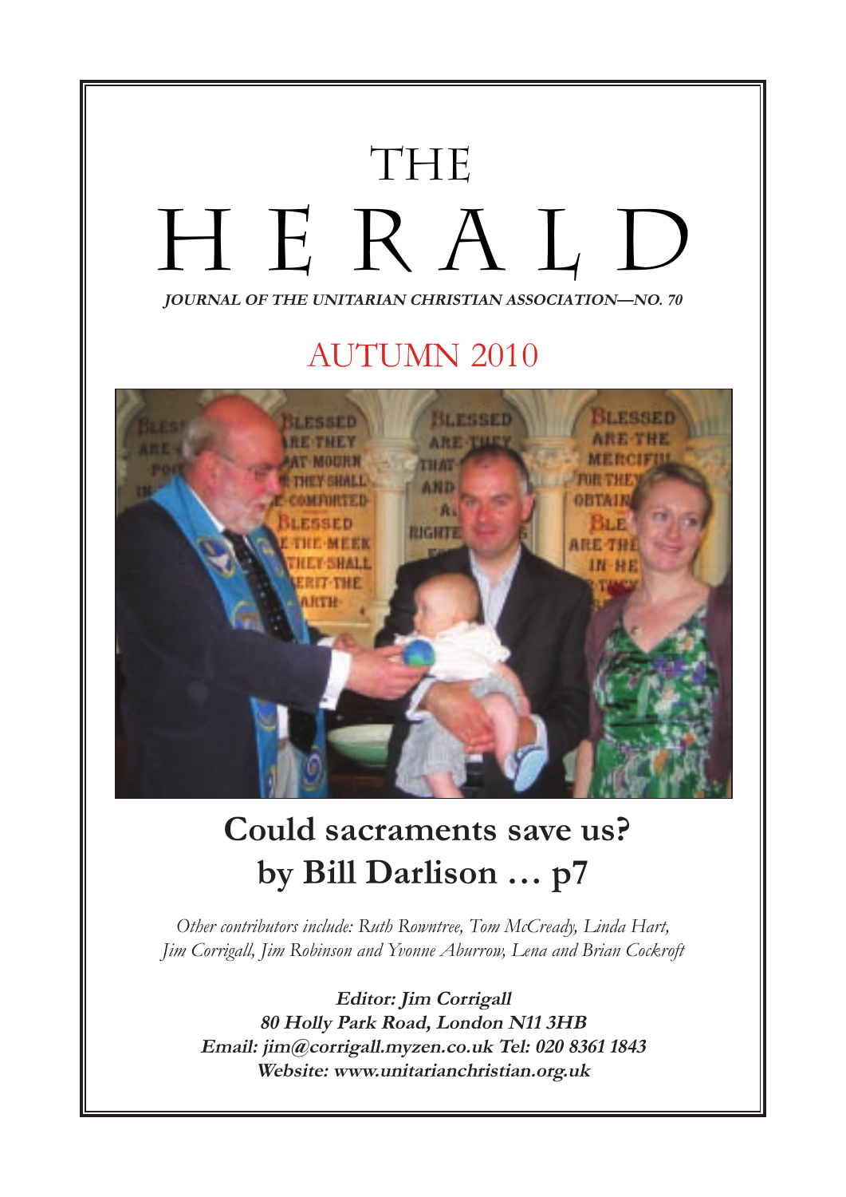# THE HERALD

***JOURNAL OF THE UNITARIAN CHRISTIAN ASSOCIATION—NO. 70***

## AUTUMN 2010

## Could sacraments save us? by Bill Darlison … p7

*Other contributors include: Ruth Rowntree, Tom McCready, Linda Hart, Jim Corrigall, Jim Robinson and Yvonne Aburrow, Lena and Brian Cockroft*

**Editor: Jim Corrigall**
**80 Holly Park Road, London N11 3HB**
**Email: jim@corrigall.myzen.co.uk Tel: 020 8361 1843**
**Website: www.unitarianchristian.org.uk**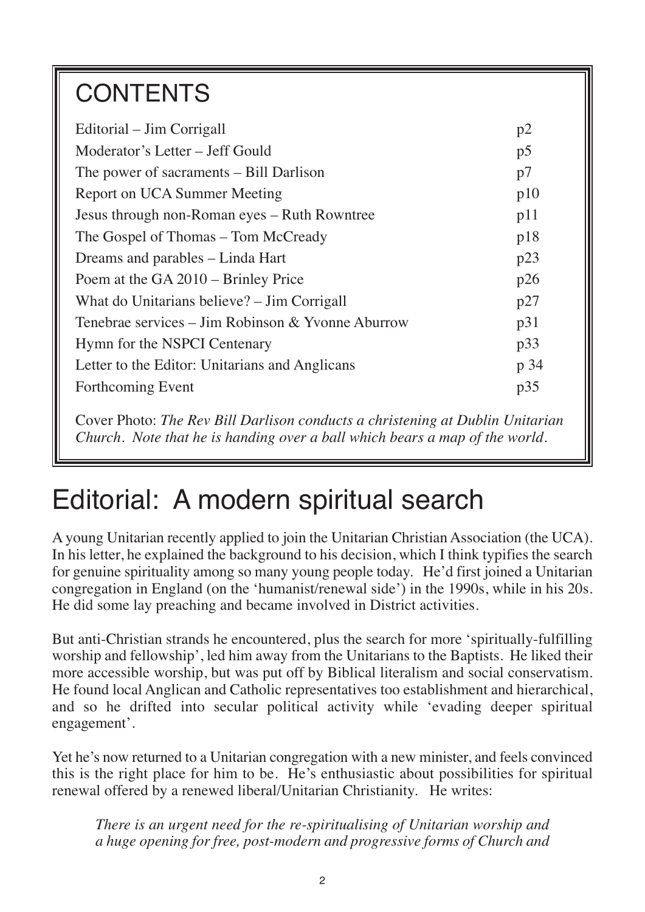# CONTENTS

| | |
|---|---|
| Editorial – Jim Corrigall | p2 |
| Moderator's Letter – Jeff Gould | p5 |
| The power of sacraments – Bill Darlison | p7 |
| Report on UCA Summer Meeting | p10 |
| Jesus through non-Roman eyes – Ruth Rowntree | p11 |
| The Gospel of Thomas – Tom McCready | p18 |
| Dreams and parables – Linda Hart | p23 |
| Poem at the GA 2010 – Brinley Price | p26 |
| What do Unitarians believe? – Jim Corrigall | p27 |
| Tenebrae services – Jim Robinson & Yvonne Aburrow | p31 |
| Hymn for the NSPCI Centenary | p33 |
| Letter to the Editor: Unitarians and Anglicans | p 34 |
| Forthcoming Event | p35 |

Cover Photo: *The Rev Bill Darlison conducts a christening at Dublin Unitarian Church. Note that he is handing over a ball which bears a map of the world.*

# Editorial: A modern spiritual search

A young Unitarian recently applied to join the Unitarian Christian Association (the UCA). In his letter, he explained the background to his decision, which I think typifies the search for genuine spirituality among so many young people today. He'd first joined a Unitarian congregation in England (on the 'humanist/renewal side') in the 1990s, while in his 20s. He did some lay preaching and became involved in District activities.

But anti-Christian strands he encountered, plus the search for more 'spiritually-fulfilling worship and fellowship', led him away from the Unitarians to the Baptists. He liked their more accessible worship, but was put off by Biblical literalism and social conservatism. He found local Anglican and Catholic representatives too establishment and hierarchical, and so he drifted into secular political activity while 'evading deeper spiritual engagement'.

Yet he's now returned to a Unitarian congregation with a new minister, and feels convinced this is the right place for him to be. He's enthusiastic about possibilities for spiritual renewal offered by a renewed liberal/Unitarian Christianity. He writes:

> *There is an urgent need for the re-spiritualising of Unitarian worship and a huge opening for free, post-modern and progressive forms of Church and*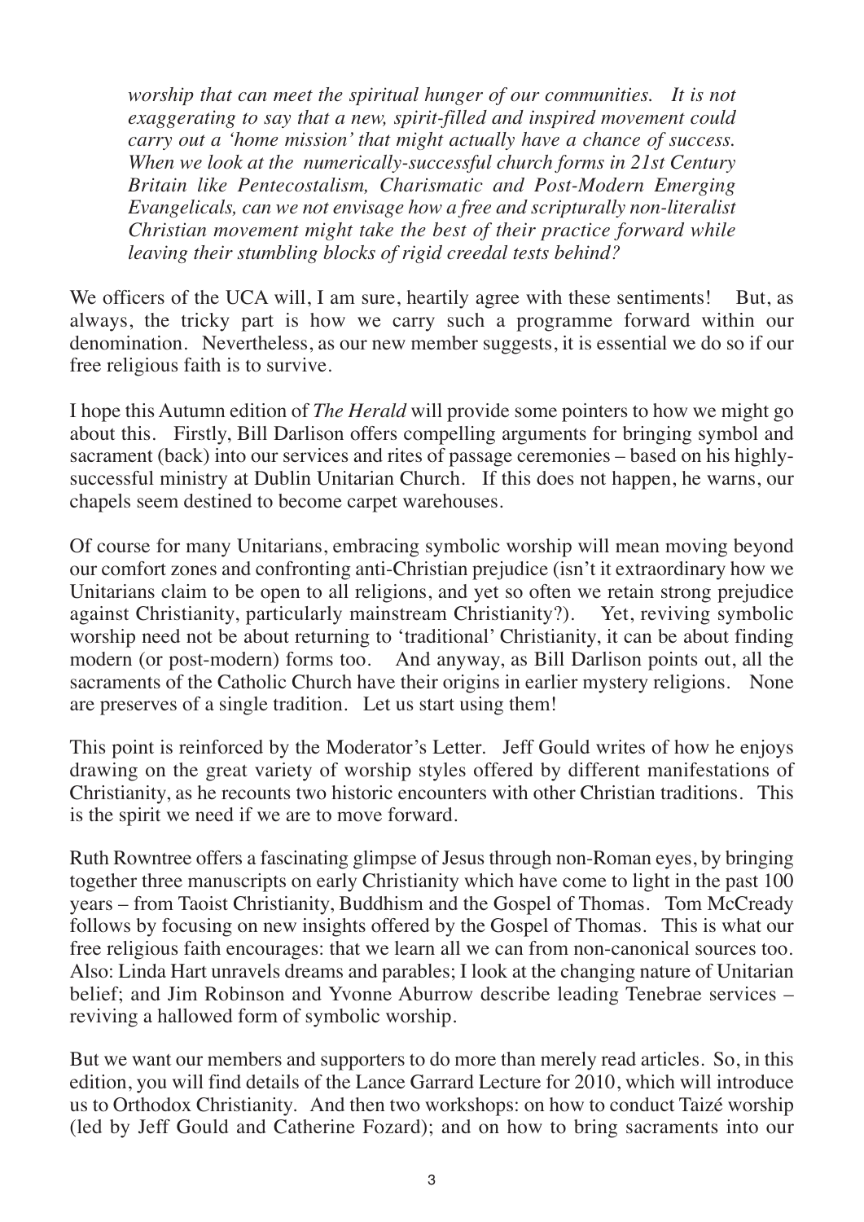*worship that can meet the spiritual hunger of our communities. It is not exaggerating to say that a new, spirit-filled and inspired movement could carry out a 'home mission' that might actually have a chance of success. When we look at the numerically-successful church forms in 21st Century Britain like Pentecostalism, Charismatic and Post-Modern Emerging Evangelicals, can we not envisage how a free and scripturally non-literalist Christian movement might take the best of their practice forward while leaving their stumbling blocks of rigid creedal tests behind?*

We officers of the UCA will, I am sure, heartily agree with these sentiments! But, as always, the tricky part is how we carry such a programme forward within our denomination. Nevertheless, as our new member suggests, it is essential we do so if our free religious faith is to survive.

I hope this Autumn edition of *The Herald* will provide some pointers to how we might go about this. Firstly, Bill Darlison offers compelling arguments for bringing symbol and sacrament (back) into our services and rites of passage ceremonies – based on his highly-successful ministry at Dublin Unitarian Church. If this does not happen, he warns, our chapels seem destined to become carpet warehouses.

Of course for many Unitarians, embracing symbolic worship will mean moving beyond our comfort zones and confronting anti-Christian prejudice (isn't it extraordinary how we Unitarians claim to be open to all religions, and yet so often we retain strong prejudice against Christianity, particularly mainstream Christianity?). Yet, reviving symbolic worship need not be about returning to 'traditional' Christianity, it can be about finding modern (or post-modern) forms too. And anyway, as Bill Darlison points out, all the sacraments of the Catholic Church have their origins in earlier mystery religions. None are preserves of a single tradition. Let us start using them!

This point is reinforced by the Moderator's Letter. Jeff Gould writes of how he enjoys drawing on the great variety of worship styles offered by different manifestations of Christianity, as he recounts two historic encounters with other Christian traditions. This is the spirit we need if we are to move forward.

Ruth Rowntree offers a fascinating glimpse of Jesus through non-Roman eyes, by bringing together three manuscripts on early Christianity which have come to light in the past 100 years – from Taoist Christianity, Buddhism and the Gospel of Thomas. Tom McCready follows by focusing on new insights offered by the Gospel of Thomas. This is what our free religious faith encourages: that we learn all we can from non-canonical sources too. Also: Linda Hart unravels dreams and parables; I look at the changing nature of Unitarian belief; and Jim Robinson and Yvonne Aburrow describe leading Tenebrae services – reviving a hallowed form of symbolic worship.

But we want our members and supporters to do more than merely read articles. So, in this edition, you will find details of the Lance Garrard Lecture for 2010, which will introduce us to Orthodox Christianity. And then two workshops: on how to conduct Taizé worship (led by Jeff Gould and Catherine Fozard); and on how to bring sacraments into our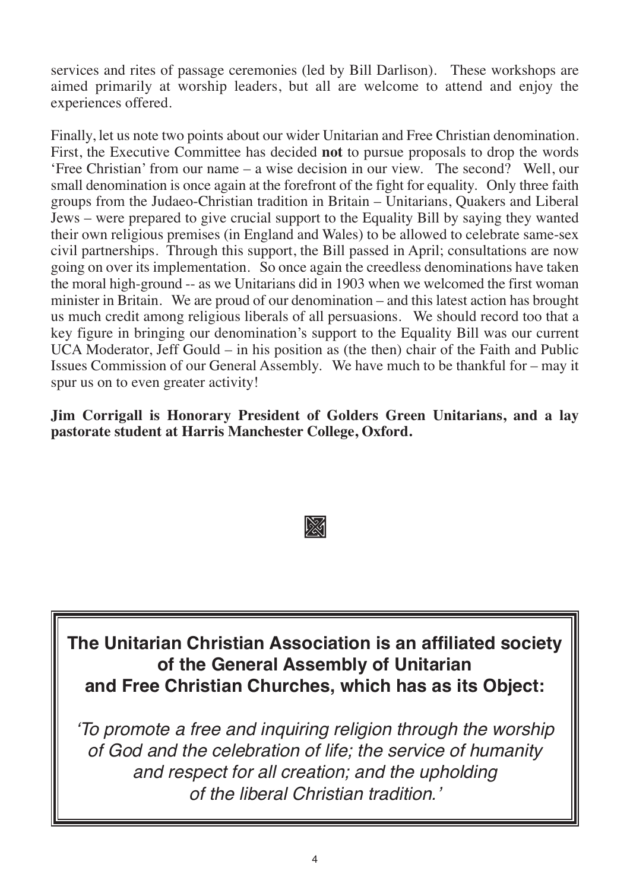services and rites of passage ceremonies (led by Bill Darlison). These workshops are aimed primarily at worship leaders, but all are welcome to attend and enjoy the experiences offered.

Finally, let us note two points about our wider Unitarian and Free Christian denomination. First, the Executive Committee has decided **not** to pursue proposals to drop the words 'Free Christian' from our name – a wise decision in our view. The second? Well, our small denomination is once again at the forefront of the fight for equality. Only three faith groups from the Judaeo-Christian tradition in Britain – Unitarians, Quakers and Liberal Jews – were prepared to give crucial support to the Equality Bill by saying they wanted their own religious premises (in England and Wales) to be allowed to celebrate same-sex civil partnerships. Through this support, the Bill passed in April; consultations are now going on over its implementation. So once again the creedless denominations have taken the moral high-ground -- as we Unitarians did in 1903 when we welcomed the first woman minister in Britain. We are proud of our denomination – and this latest action has brought us much credit among religious liberals of all persuasions. We should record too that a key figure in bringing our denomination's support to the Equality Bill was our current UCA Moderator, Jeff Gould – in his position as (the then) chair of the Faith and Public Issues Commission of our General Assembly. We have much to be thankful for – may it spur us on to even greater activity!

**Jim Corrigall is Honorary President of Golders Green Unitarians, and a lay pastorate student at Harris Manchester College, Oxford.**

**The Unitarian Christian Association is an affiliated society of the General Assembly of Unitarian and Free Christian Churches, which has as its Object:**

*'To promote a free and inquiring religion through the worship of God and the celebration of life; the service of humanity and respect for all creation; and the upholding of the liberal Christian tradition.'*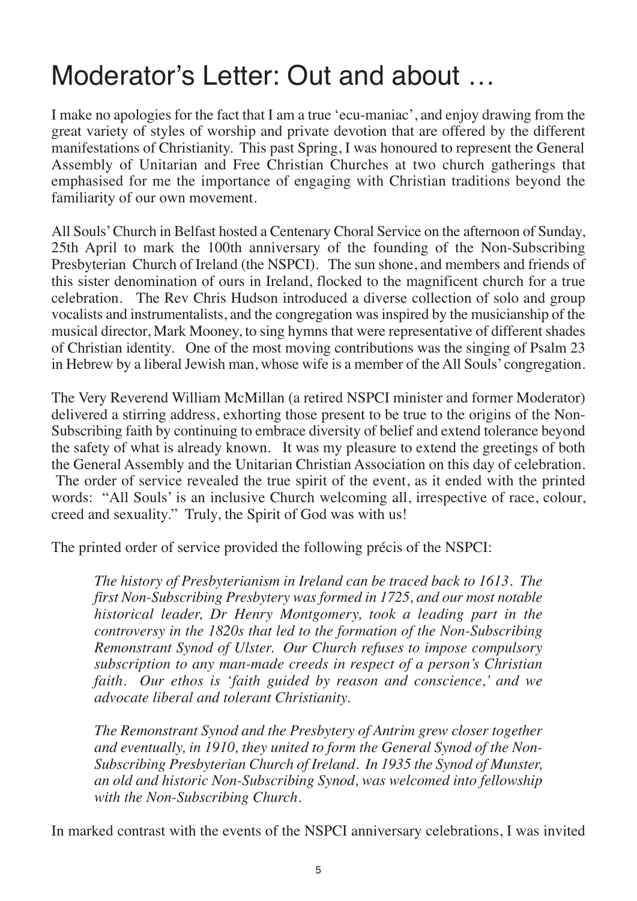# Moderator's Letter: Out and about …

I make no apologies for the fact that I am a true 'ecu-maniac', and enjoy drawing from the great variety of styles of worship and private devotion that are offered by the different manifestations of Christianity. This past Spring, I was honoured to represent the General Assembly of Unitarian and Free Christian Churches at two church gatherings that emphasised for me the importance of engaging with Christian traditions beyond the familiarity of our own movement.

All Souls' Church in Belfast hosted a Centenary Choral Service on the afternoon of Sunday, 25th April to mark the 100th anniversary of the founding of the Non-Subscribing Presbyterian Church of Ireland (the NSPCI). The sun shone, and members and friends of this sister denomination of ours in Ireland, flocked to the magnificent church for a true celebration. The Rev Chris Hudson introduced a diverse collection of solo and group vocalists and instrumentalists, and the congregation was inspired by the musicianship of the musical director, Mark Mooney, to sing hymns that were representative of different shades of Christian identity. One of the most moving contributions was the singing of Psalm 23 in Hebrew by a liberal Jewish man, whose wife is a member of the All Souls' congregation.

The Very Reverend William McMillan (a retired NSPCI minister and former Moderator) delivered a stirring address, exhorting those present to be true to the origins of the Non-Subscribing faith by continuing to embrace diversity of belief and extend tolerance beyond the safety of what is already known. It was my pleasure to extend the greetings of both the General Assembly and the Unitarian Christian Association on this day of celebration. The order of service revealed the true spirit of the event, as it ended with the printed words: "All Souls' is an inclusive Church welcoming all, irrespective of race, colour, creed and sexuality." Truly, the Spirit of God was with us!

The printed order of service provided the following précis of the NSPCI:

> *The history of Presbyterianism in Ireland can be traced back to 1613. The first Non-Subscribing Presbytery was formed in 1725, and our most notable historical leader, Dr Henry Montgomery, took a leading part in the controversy in the 1820s that led to the formation of the Non-Subscribing Remonstrant Synod of Ulster. Our Church refuses to impose compulsory subscription to any man-made creeds in respect of a person's Christian faith. Our ethos is 'faith guided by reason and conscience,' and we advocate liberal and tolerant Christianity.*
>
> *The Remonstrant Synod and the Presbytery of Antrim grew closer together and eventually, in 1910, they united to form the General Synod of the Non-Subscribing Presbyterian Church of Ireland. In 1935 the Synod of Munster, an old and historic Non-Subscribing Synod, was welcomed into fellowship with the Non-Subscribing Church.*

In marked contrast with the events of the NSPCI anniversary celebrations, I was invited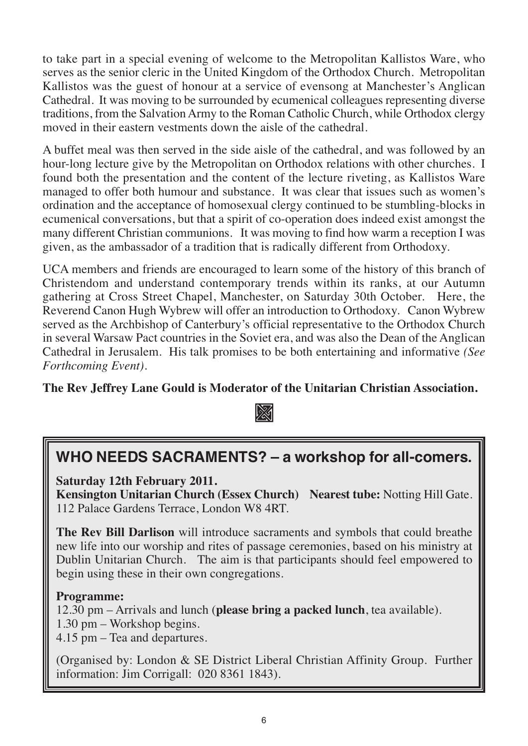to take part in a special evening of welcome to the Metropolitan Kallistos Ware, who serves as the senior cleric in the United Kingdom of the Orthodox Church. Metropolitan Kallistos was the guest of honour at a service of evensong at Manchester's Anglican Cathedral. It was moving to be surrounded by ecumenical colleagues representing diverse traditions, from the Salvation Army to the Roman Catholic Church, while Orthodox clergy moved in their eastern vestments down the aisle of the cathedral.

A buffet meal was then served in the side aisle of the cathedral, and was followed by an hour-long lecture give by the Metropolitan on Orthodox relations with other churches. I found both the presentation and the content of the lecture riveting, as Kallistos Ware managed to offer both humour and substance. It was clear that issues such as women's ordination and the acceptance of homosexual clergy continued to be stumbling-blocks in ecumenical conversations, but that a spirit of co-operation does indeed exist amongst the many different Christian communions. It was moving to find how warm a reception I was given, as the ambassador of a tradition that is radically different from Orthodoxy.

UCA members and friends are encouraged to learn some of the history of this branch of Christendom and understand contemporary trends within its ranks, at our Autumn gathering at Cross Street Chapel, Manchester, on Saturday 30th October. Here, the Reverend Canon Hugh Wybrew will offer an introduction to Orthodoxy. Canon Wybrew served as the Archbishop of Canterbury's official representative to the Orthodox Church in several Warsaw Pact countries in the Soviet era, and was also the Dean of the Anglican Cathedral in Jerusalem. His talk promises to be both entertaining and informative *(See Forthcoming Event).*

**The Rev Jeffrey Lane Gould is Moderator of the Unitarian Christian Association.**

## WHO NEEDS SACRAMENTS? – a workshop for all-comers.

**Saturday 12th February 2011.**
**Kensington Unitarian Church (Essex Church)** **Nearest tube:** Notting Hill Gate.
112 Palace Gardens Terrace, London W8 4RT.

**The Rev Bill Darlison** will introduce sacraments and symbols that could breathe new life into our worship and rites of passage ceremonies, based on his ministry at Dublin Unitarian Church. The aim is that participants should feel empowered to begin using these in their own congregations.

**Programme:**
12.30 pm – Arrivals and lunch (**please bring a packed lunch**, tea available).
1.30 pm – Workshop begins.
4.15 pm – Tea and departures.

(Organised by: London & SE District Liberal Christian Affinity Group. Further information: Jim Corrigall: 020 8361 1843).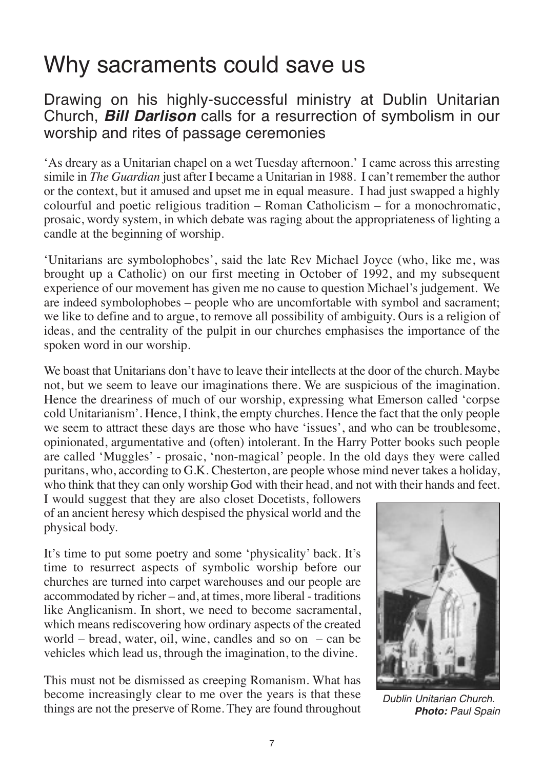# Why sacraments could save us

## Drawing on his highly-successful ministry at Dublin Unitarian Church, ***Bill Darlison*** calls for a resurrection of symbolism in our worship and rites of passage ceremonies

'As dreary as a Unitarian chapel on a wet Tuesday afternoon.' I came across this arresting simile in *The Guardian* just after I became a Unitarian in 1988. I can't remember the author or the context, but it amused and upset me in equal measure. I had just swapped a highly colourful and poetic religious tradition – Roman Catholicism – for a monochromatic, prosaic, wordy system, in which debate was raging about the appropriateness of lighting a candle at the beginning of worship.

'Unitarians are symbolophobes', said the late Rev Michael Joyce (who, like me, was brought up a Catholic) on our first meeting in October of 1992, and my subsequent experience of our movement has given me no cause to question Michael's judgement. We are indeed symbolophobes – people who are uncomfortable with symbol and sacrament; we like to define and to argue, to remove all possibility of ambiguity. Ours is a religion of ideas, and the centrality of the pulpit in our churches emphasises the importance of the spoken word in our worship.

We boast that Unitarians don't have to leave their intellects at the door of the church. Maybe not, but we seem to leave our imaginations there. We are suspicious of the imagination. Hence the dreariness of much of our worship, expressing what Emerson called 'corpse cold Unitarianism'. Hence, I think, the empty churches. Hence the fact that the only people we seem to attract these days are those who have 'issues', and who can be troublesome, opinionated, argumentative and (often) intolerant. In the Harry Potter books such people are called 'Muggles' - prosaic, 'non-magical' people. In the old days they were called puritans, who, according to G.K. Chesterton, are people whose mind never takes a holiday, who think that they can only worship God with their head, and not with their hands and feet. I would suggest that they are also closet Docetists, followers of an ancient heresy which despised the physical world and the physical body.

It's time to put some poetry and some 'physicality' back. It's time to resurrect aspects of symbolic worship before our churches are turned into carpet warehouses and our people are accommodated by richer – and, at times, more liberal - traditions like Anglicanism. In short, we need to become sacramental, which means rediscovering how ordinary aspects of the created world – bread, water, oil, wine, candles and so on – can be vehicles which lead us, through the imagination, to the divine.

*Dublin Unitarian Church.* ***Photo:*** *Paul Spain*

This must not be dismissed as creeping Romanism. What has become increasingly clear to me over the years is that these things are not the preserve of Rome. They are found throughout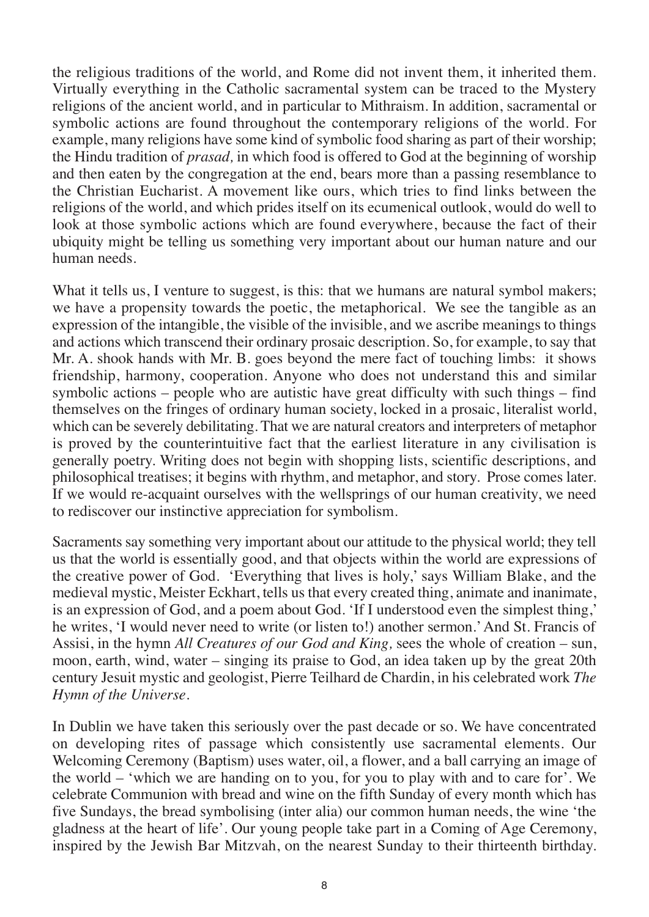the religious traditions of the world, and Rome did not invent them, it inherited them. Virtually everything in the Catholic sacramental system can be traced to the Mystery religions of the ancient world, and in particular to Mithraism. In addition, sacramental or symbolic actions are found throughout the contemporary religions of the world. For example, many religions have some kind of symbolic food sharing as part of their worship; the Hindu tradition of *prasad,* in which food is offered to God at the beginning of worship and then eaten by the congregation at the end, bears more than a passing resemblance to the Christian Eucharist. A movement like ours, which tries to find links between the religions of the world, and which prides itself on its ecumenical outlook, would do well to look at those symbolic actions which are found everywhere, because the fact of their ubiquity might be telling us something very important about our human nature and our human needs.

What it tells us, I venture to suggest, is this: that we humans are natural symbol makers; we have a propensity towards the poetic, the metaphorical. We see the tangible as an expression of the intangible, the visible of the invisible, and we ascribe meanings to things and actions which transcend their ordinary prosaic description. So, for example, to say that Mr. A. shook hands with Mr. B. goes beyond the mere fact of touching limbs: it shows friendship, harmony, cooperation. Anyone who does not understand this and similar symbolic actions – people who are autistic have great difficulty with such things – find themselves on the fringes of ordinary human society, locked in a prosaic, literalist world, which can be severely debilitating. That we are natural creators and interpreters of metaphor is proved by the counterintuitive fact that the earliest literature in any civilisation is generally poetry. Writing does not begin with shopping lists, scientific descriptions, and philosophical treatises; it begins with rhythm, and metaphor, and story. Prose comes later. If we would re-acquaint ourselves with the wellsprings of our human creativity, we need to rediscover our instinctive appreciation for symbolism.

Sacraments say something very important about our attitude to the physical world; they tell us that the world is essentially good, and that objects within the world are expressions of the creative power of God. 'Everything that lives is holy,' says William Blake, and the medieval mystic, Meister Eckhart, tells us that every created thing, animate and inanimate, is an expression of God, and a poem about God. 'If I understood even the simplest thing,' he writes, 'I would never need to write (or listen to!) another sermon.' And St. Francis of Assisi, in the hymn *All Creatures of our God and King,* sees the whole of creation – sun, moon, earth, wind, water – singing its praise to God, an idea taken up by the great 20th century Jesuit mystic and geologist, Pierre Teilhard de Chardin, in his celebrated work *The Hymn of the Universe*.

In Dublin we have taken this seriously over the past decade or so. We have concentrated on developing rites of passage which consistently use sacramental elements. Our Welcoming Ceremony (Baptism) uses water, oil, a flower, and a ball carrying an image of the world – 'which we are handing on to you, for you to play with and to care for'. We celebrate Communion with bread and wine on the fifth Sunday of every month which has five Sundays, the bread symbolising (inter alia) our common human needs, the wine 'the gladness at the heart of life'. Our young people take part in a Coming of Age Ceremony, inspired by the Jewish Bar Mitzvah, on the nearest Sunday to their thirteenth birthday.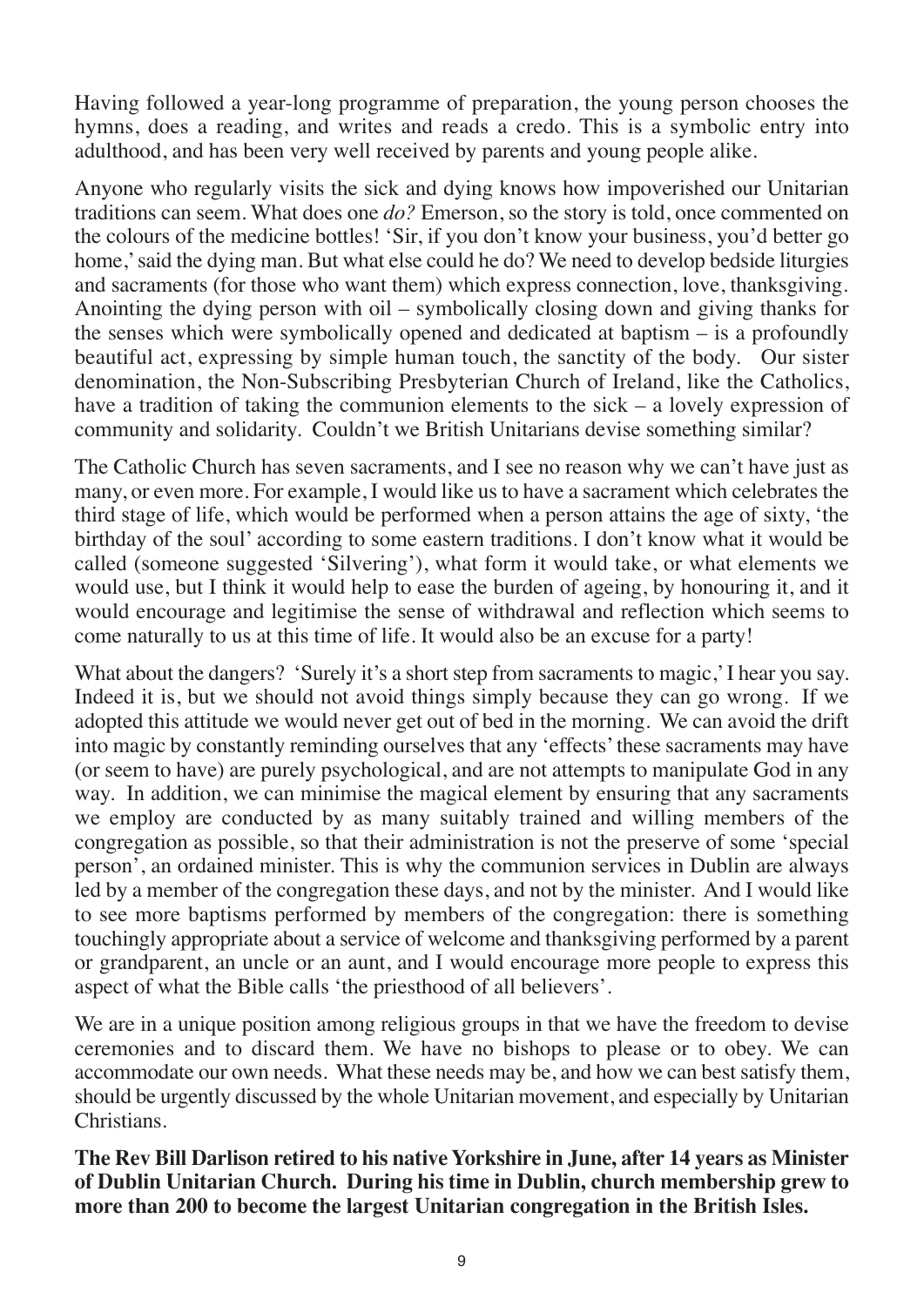Having followed a year-long programme of preparation, the young person chooses the hymns, does a reading, and writes and reads a credo. This is a symbolic entry into adulthood, and has been very well received by parents and young people alike.

Anyone who regularly visits the sick and dying knows how impoverished our Unitarian traditions can seem. What does one *do?* Emerson, so the story is told, once commented on the colours of the medicine bottles! 'Sir, if you don't know your business, you'd better go home,' said the dying man. But what else could he do? We need to develop bedside liturgies and sacraments (for those who want them) which express connection, love, thanksgiving. Anointing the dying person with oil – symbolically closing down and giving thanks for the senses which were symbolically opened and dedicated at baptism – is a profoundly beautiful act, expressing by simple human touch, the sanctity of the body. Our sister denomination, the Non-Subscribing Presbyterian Church of Ireland, like the Catholics, have a tradition of taking the communion elements to the sick – a lovely expression of community and solidarity. Couldn't we British Unitarians devise something similar?

The Catholic Church has seven sacraments, and I see no reason why we can't have just as many, or even more. For example, I would like us to have a sacrament which celebrates the third stage of life, which would be performed when a person attains the age of sixty, 'the birthday of the soul' according to some eastern traditions. I don't know what it would be called (someone suggested 'Silvering'), what form it would take, or what elements we would use, but I think it would help to ease the burden of ageing, by honouring it, and it would encourage and legitimise the sense of withdrawal and reflection which seems to come naturally to us at this time of life. It would also be an excuse for a party!

What about the dangers? 'Surely it's a short step from sacraments to magic,' I hear you say. Indeed it is, but we should not avoid things simply because they can go wrong. If we adopted this attitude we would never get out of bed in the morning. We can avoid the drift into magic by constantly reminding ourselves that any 'effects' these sacraments may have (or seem to have) are purely psychological, and are not attempts to manipulate God in any way. In addition, we can minimise the magical element by ensuring that any sacraments we employ are conducted by as many suitably trained and willing members of the congregation as possible, so that their administration is not the preserve of some 'special person', an ordained minister. This is why the communion services in Dublin are always led by a member of the congregation these days, and not by the minister. And I would like to see more baptisms performed by members of the congregation: there is something touchingly appropriate about a service of welcome and thanksgiving performed by a parent or grandparent, an uncle or an aunt, and I would encourage more people to express this aspect of what the Bible calls 'the priesthood of all believers'.

We are in a unique position among religious groups in that we have the freedom to devise ceremonies and to discard them. We have no bishops to please or to obey. We can accommodate our own needs. What these needs may be, and how we can best satisfy them, should be urgently discussed by the whole Unitarian movement, and especially by Unitarian Christians.

**The Rev Bill Darlison retired to his native Yorkshire in June, after 14 years as Minister of Dublin Unitarian Church. During his time in Dublin, church membership grew to more than 200 to become the largest Unitarian congregation in the British Isles.**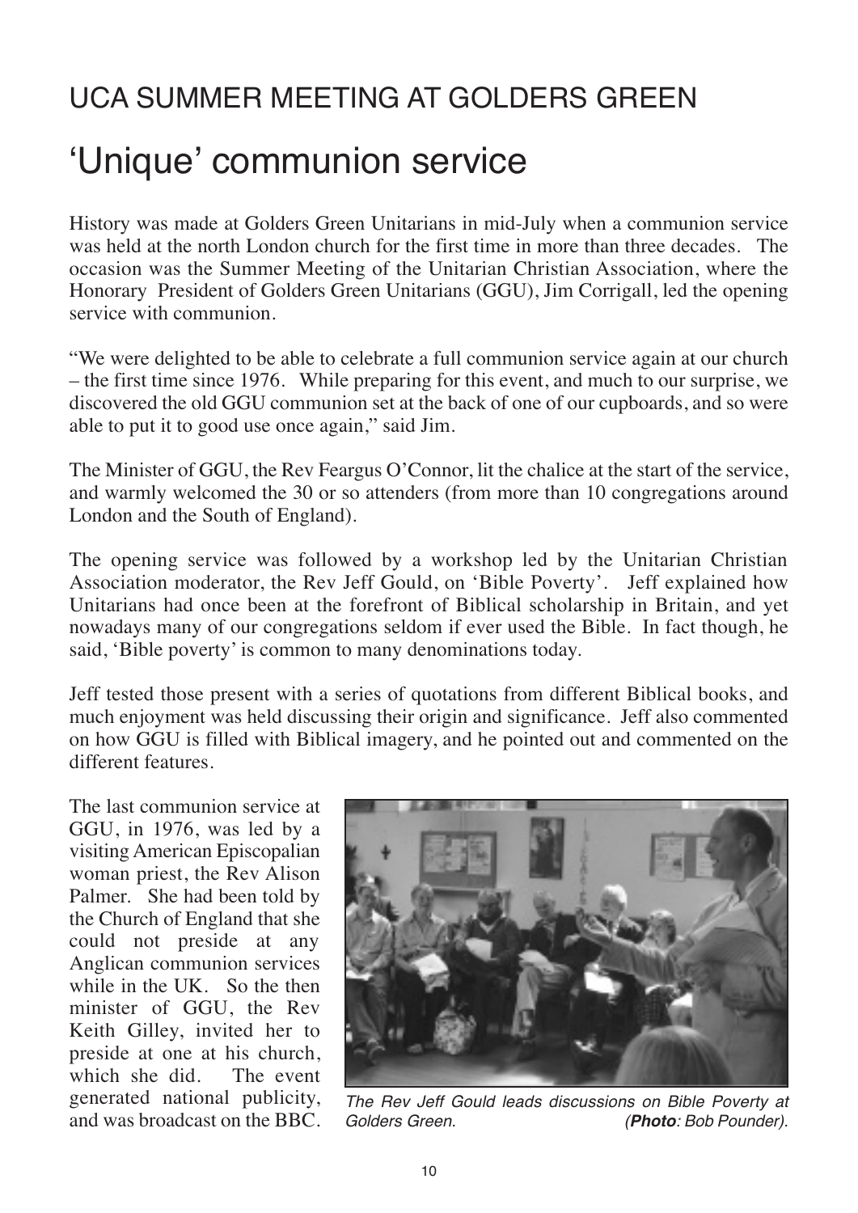## UCA SUMMER MEETING AT GOLDERS GREEN

# 'Unique' communion service

History was made at Golders Green Unitarians in mid-July when a communion service was held at the north London church for the first time in more than three decades. The occasion was the Summer Meeting of the Unitarian Christian Association, where the Honorary President of Golders Green Unitarians (GGU), Jim Corrigall, led the opening service with communion.

"We were delighted to be able to celebrate a full communion service again at our church – the first time since 1976. While preparing for this event, and much to our surprise, we discovered the old GGU communion set at the back of one of our cupboards, and so were able to put it to good use once again," said Jim.

The Minister of GGU, the Rev Feargus O'Connor, lit the chalice at the start of the service, and warmly welcomed the 30 or so attenders (from more than 10 congregations around London and the South of England).

The opening service was followed by a workshop led by the Unitarian Christian Association moderator, the Rev Jeff Gould, on 'Bible Poverty'. Jeff explained how Unitarians had once been at the forefront of Biblical scholarship in Britain, and yet nowadays many of our congregations seldom if ever used the Bible. In fact though, he said, 'Bible poverty' is common to many denominations today.

Jeff tested those present with a series of quotations from different Biblical books, and much enjoyment was held discussing their origin and significance. Jeff also commented on how GGU is filled with Biblical imagery, and he pointed out and commented on the different features.

The last communion service at GGU, in 1976, was led by a visiting American Episcopalian woman priest, the Rev Alison Palmer. She had been told by the Church of England that she could not preside at any Anglican communion services while in the UK. So the then minister of GGU, the Rev Keith Gilley, invited her to preside at one at his church, which she did. The event generated national publicity, and was broadcast on the BBC.

*The Rev Jeff Gould leads discussions on Bible Poverty at Golders Green. (**Photo**: Bob Pounder).*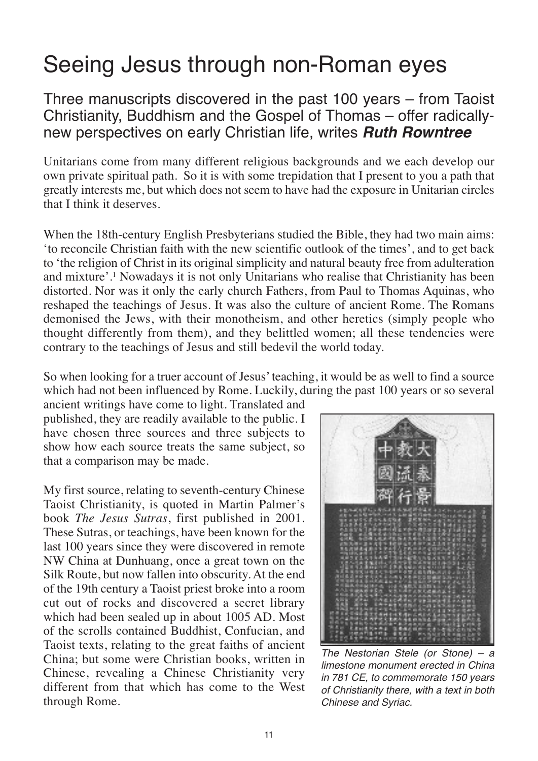# Seeing Jesus through non-Roman eyes

## Three manuscripts discovered in the past 100 years – from Taoist Christianity, Buddhism and the Gospel of Thomas – offer radically-new perspectives on early Christian life, writes ***Ruth Rowntree***

Unitarians come from many different religious backgrounds and we each develop our own private spiritual path. So it is with some trepidation that I present to you a path that greatly interests me, but which does not seem to have had the exposure in Unitarian circles that I think it deserves.

When the 18th-century English Presbyterians studied the Bible, they had two main aims: 'to reconcile Christian faith with the new scientific outlook of the times', and to get back to 'the religion of Christ in its original simplicity and natural beauty free from adulteration and mixture'.[1] Nowadays it is not only Unitarians who realise that Christianity has been distorted. Nor was it only the early church Fathers, from Paul to Thomas Aquinas, who reshaped the teachings of Jesus. It was also the culture of ancient Rome. The Romans demonised the Jews, with their monotheism, and other heretics (simply people who thought differently from them), and they belittled women; all these tendencies were contrary to the teachings of Jesus and still bedevil the world today.

So when looking for a truer account of Jesus' teaching, it would be as well to find a source which had not been influenced by Rome. Luckily, during the past 100 years or so several ancient writings have come to light. Translated and published, they are readily available to the public. I have chosen three sources and three subjects to show how each source treats the same subject, so that a comparison may be made.

My first source, relating to seventh-century Chinese Taoist Christianity, is quoted in Martin Palmer's book *The Jesus Sutras*, first published in 2001. These Sutras, or teachings, have been known for the last 100 years since they were discovered in remote NW China at Dunhuang, once a great town on the Silk Route, but now fallen into obscurity. At the end of the 19th century a Taoist priest broke into a room cut out of rocks and discovered a secret library which had been sealed up in about 1005 AD. Most of the scrolls contained Buddhist, Confucian, and Taoist texts, relating to the great faiths of ancient China; but some were Christian books, written in Chinese, revealing a Chinese Christianity very different from that which has come to the West through Rome.

*The Nestorian Stele (or Stone) – a limestone monument erected in China in 781 CE, to commemorate 150 years of Christianity there, with a text in both Chinese and Syriac.*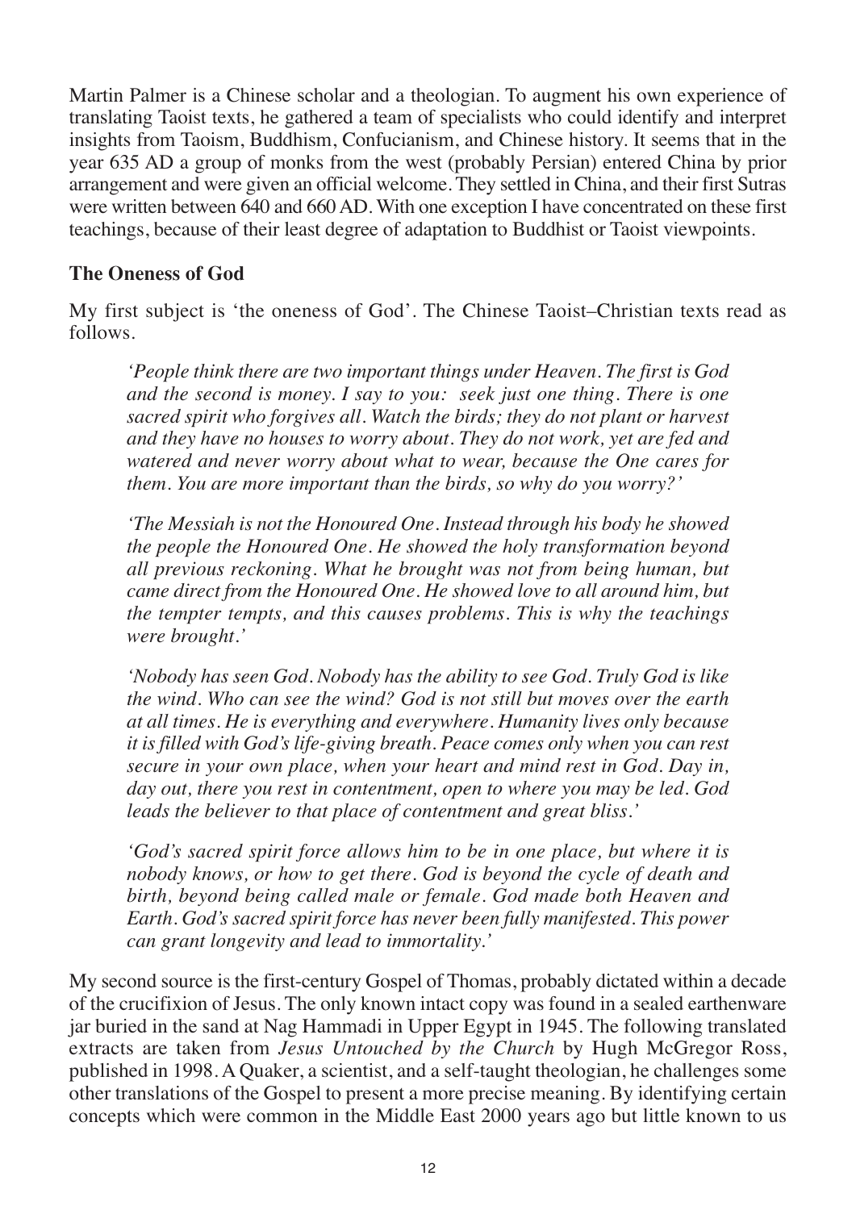Martin Palmer is a Chinese scholar and a theologian. To augment his own experience of translating Taoist texts, he gathered a team of specialists who could identify and interpret insights from Taoism, Buddhism, Confucianism, and Chinese history. It seems that in the year 635 AD a group of monks from the west (probably Persian) entered China by prior arrangement and were given an official welcome. They settled in China, and their first Sutras were written between 640 and 660 AD. With one exception I have concentrated on these first teachings, because of their least degree of adaptation to Buddhist or Taoist viewpoints.

## The Oneness of God

My first subject is 'the oneness of God'. The Chinese Taoist–Christian texts read as follows.

> *'People think there are two important things under Heaven. The first is God and the second is money. I say to you: seek just one thing. There is one sacred spirit who forgives all. Watch the birds; they do not plant or harvest and they have no houses to worry about. They do not work, yet are fed and watered and never worry about what to wear, because the One cares for them. You are more important than the birds, so why do you worry?'*

> *'The Messiah is not the Honoured One. Instead through his body he showed the people the Honoured One. He showed the holy transformation beyond all previous reckoning. What he brought was not from being human, but came direct from the Honoured One. He showed love to all around him, but the tempter tempts, and this causes problems. This is why the teachings were brought.'*

> *'Nobody has seen God. Nobody has the ability to see God. Truly God is like the wind. Who can see the wind? God is not still but moves over the earth at all times. He is everything and everywhere. Humanity lives only because it is filled with God's life-giving breath. Peace comes only when you can rest secure in your own place, when your heart and mind rest in God. Day in, day out, there you rest in contentment, open to where you may be led. God leads the believer to that place of contentment and great bliss.'*

> *'God's sacred spirit force allows him to be in one place, but where it is nobody knows, or how to get there. God is beyond the cycle of death and birth, beyond being called male or female. God made both Heaven and Earth. God's sacred spirit force has never been fully manifested. This power can grant longevity and lead to immortality.'*

My second source is the first-century Gospel of Thomas, probably dictated within a decade of the crucifixion of Jesus. The only known intact copy was found in a sealed earthenware jar buried in the sand at Nag Hammadi in Upper Egypt in 1945. The following translated extracts are taken from *Jesus Untouched by the Church* by Hugh McGregor Ross, published in 1998. A Quaker, a scientist, and a self-taught theologian, he challenges some other translations of the Gospel to present a more precise meaning. By identifying certain concepts which were common in the Middle East 2000 years ago but little known to us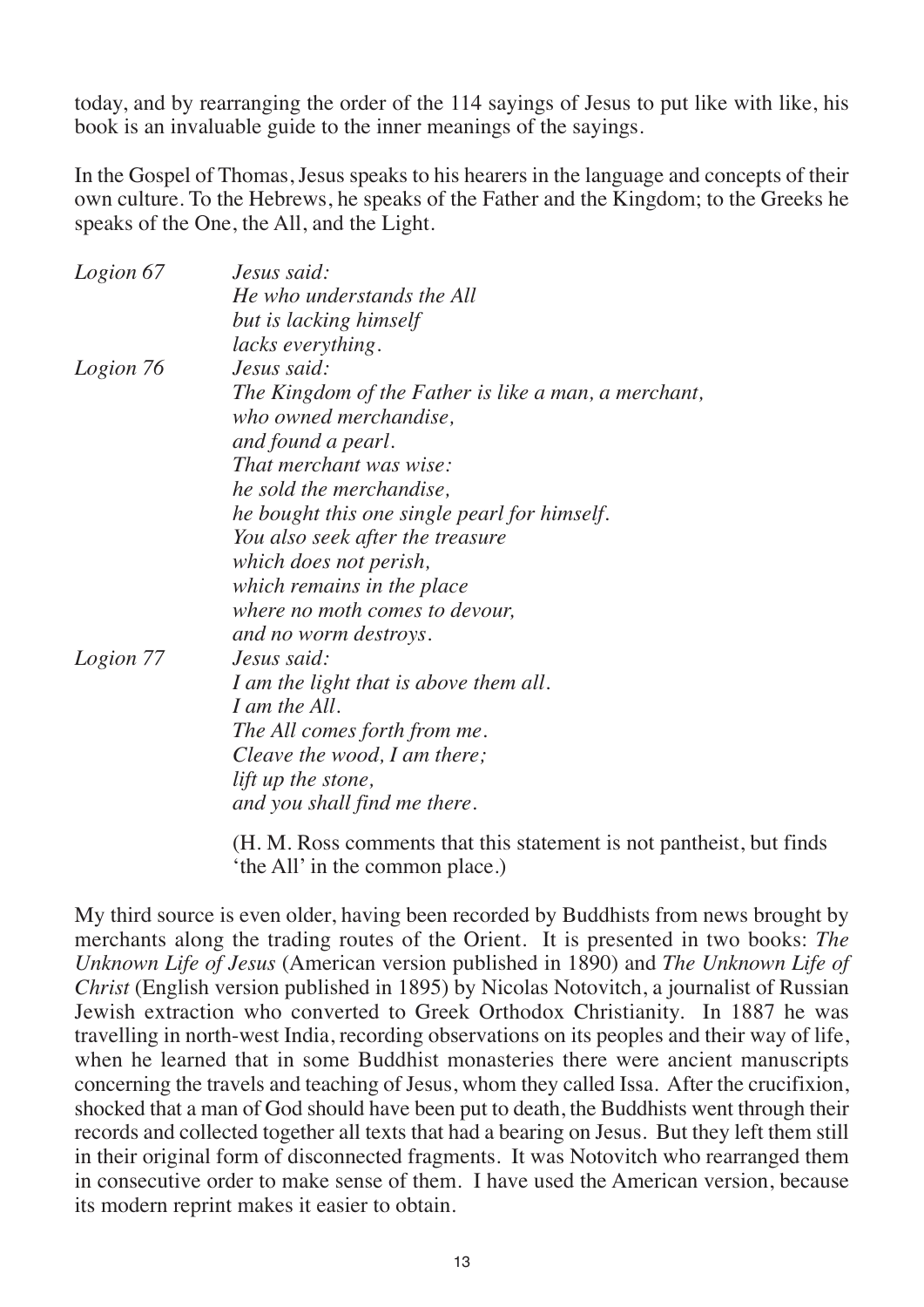today, and by rearranging the order of the 114 sayings of Jesus to put like with like, his book is an invaluable guide to the inner meanings of the sayings.

In the Gospel of Thomas, Jesus speaks to his hearers in the language and concepts of their own culture. To the Hebrews, he speaks of the Father and the Kingdom; to the Greeks he speaks of the One, the All, and the Light.

*Logion 67* — *Jesus said:*
*He who understands the All*
*but is lacking himself*
*lacks everything.*

*Logion 76* — *Jesus said:*
*The Kingdom of the Father is like a man, a merchant,*
*who owned merchandise,*
*and found a pearl.*
*That merchant was wise:*
*he sold the merchandise,*
*he bought this one single pearl for himself.*
*You also seek after the treasure*
*which does not perish,*
*which remains in the place*
*where no moth comes to devour,*
*and no worm destroys.*

*Logion 77* — *Jesus said:*
*I am the light that is above them all.*
*I am the All.*
*The All comes forth from me.*
*Cleave the wood, I am there;*
*lift up the stone,*
*and you shall find me there.*

(H. M. Ross comments that this statement is not pantheist, but finds 'the All' in the common place.)

My third source is even older, having been recorded by Buddhists from news brought by merchants along the trading routes of the Orient. It is presented in two books: *The Unknown Life of Jesus* (American version published in 1890) and *The Unknown Life of Christ* (English version published in 1895) by Nicolas Notovitch, a journalist of Russian Jewish extraction who converted to Greek Orthodox Christianity. In 1887 he was travelling in north-west India, recording observations on its peoples and their way of life, when he learned that in some Buddhist monasteries there were ancient manuscripts concerning the travels and teaching of Jesus, whom they called Issa. After the crucifixion, shocked that a man of God should have been put to death, the Buddhists went through their records and collected together all texts that had a bearing on Jesus. But they left them still in their original form of disconnected fragments. It was Notovitch who rearranged them in consecutive order to make sense of them. I have used the American version, because its modern reprint makes it easier to obtain.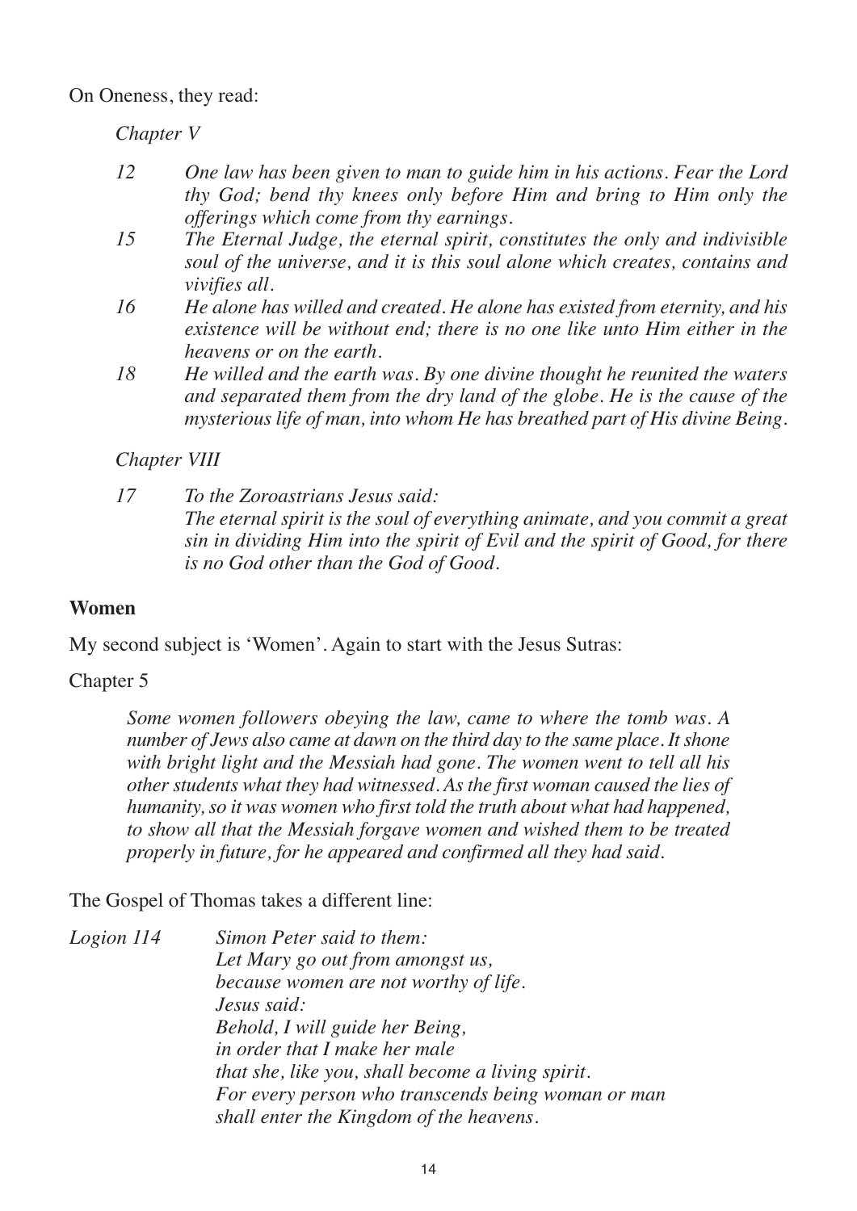On Oneness, they read:

*Chapter V*

*12* *One law has been given to man to guide him in his actions. Fear the Lord thy God; bend thy knees only before Him and bring to Him only the offerings which come from thy earnings.*

*15* *The Eternal Judge, the eternal spirit, constitutes the only and indivisible soul of the universe, and it is this soul alone which creates, contains and vivifies all.*

*16* *He alone has willed and created. He alone has existed from eternity, and his existence will be without end; there is no one like unto Him either in the heavens or on the earth.*

*18* *He willed and the earth was. By one divine thought he reunited the waters and separated them from the dry land of the globe. He is the cause of the mysterious life of man, into whom He has breathed part of His divine Being.*

*Chapter VIII*

*17* *To the Zoroastrians Jesus said:*
*The eternal spirit is the soul of everything animate, and you commit a great sin in dividing Him into the spirit of Evil and the spirit of Good, for there is no God other than the God of Good.*

## Women

My second subject is 'Women'. Again to start with the Jesus Sutras:

Chapter 5

*Some women followers obeying the law, came to where the tomb was. A number of Jews also came at dawn on the third day to the same place. It shone with bright light and the Messiah had gone. The women went to tell all his other students what they had witnessed. As the first woman caused the lies of humanity, so it was women who first told the truth about what had happened, to show all that the Messiah forgave women and wished them to be treated properly in future, for he appeared and confirmed all they had said.*

The Gospel of Thomas takes a different line:

*Logion 114* *Simon Peter said to them:*
*Let Mary go out from amongst us,*
*because women are not worthy of life.*
*Jesus said:*
*Behold, I will guide her Being,*
*in order that I make her male*
*that she, like you, shall become a living spirit.*
*For every person who transcends being woman or man*
*shall enter the Kingdom of the heavens.*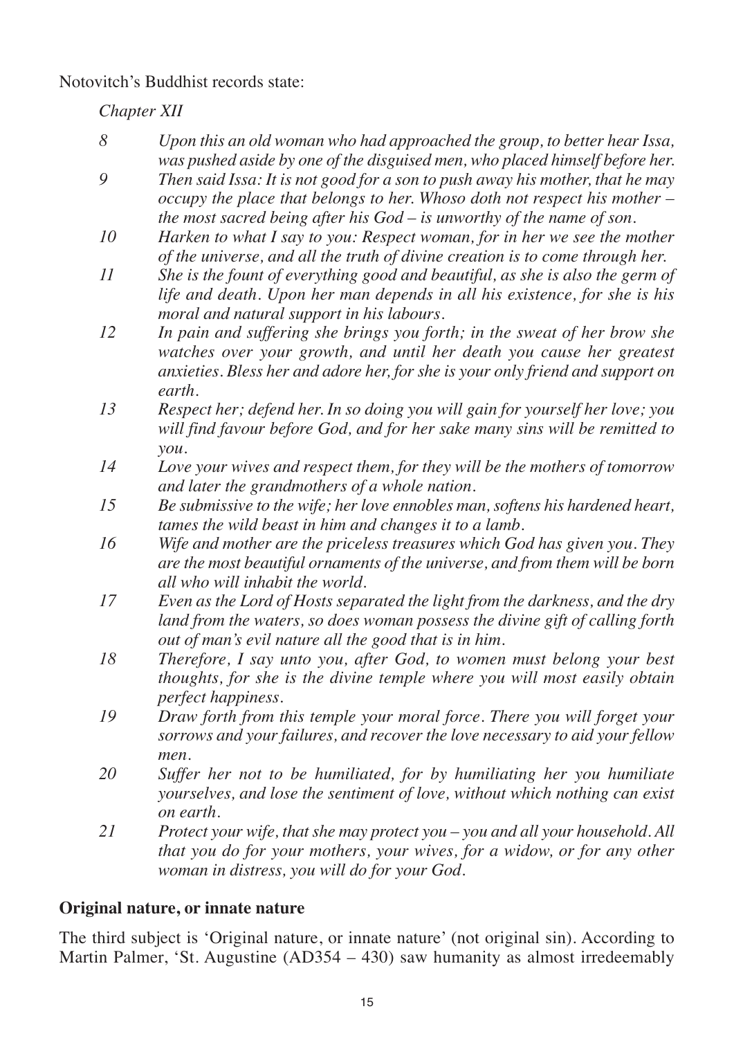Notovitch's Buddhist records state:

*Chapter XII*

8 *Upon this an old woman who had approached the group, to better hear Issa, was pushed aside by one of the disguised men, who placed himself before her.*

9 *Then said Issa: It is not good for a son to push away his mother, that he may occupy the place that belongs to her. Whoso doth not respect his mother – the most sacred being after his God – is unworthy of the name of son.*

10 *Harken to what I say to you: Respect woman, for in her we see the mother of the universe, and all the truth of divine creation is to come through her.*

11 *She is the fount of everything good and beautiful, as she is also the germ of life and death. Upon her man depends in all his existence, for she is his moral and natural support in his labours.*

12 *In pain and suffering she brings you forth; in the sweat of her brow she watches over your growth, and until her death you cause her greatest anxieties. Bless her and adore her, for she is your only friend and support on earth.*

13 *Respect her; defend her. In so doing you will gain for yourself her love; you will find favour before God, and for her sake many sins will be remitted to you.*

14 *Love your wives and respect them, for they will be the mothers of tomorrow and later the grandmothers of a whole nation.*

15 *Be submissive to the wife; her love ennobles man, softens his hardened heart, tames the wild beast in him and changes it to a lamb.*

16 *Wife and mother are the priceless treasures which God has given you. They are the most beautiful ornaments of the universe, and from them will be born all who will inhabit the world.*

17 *Even as the Lord of Hosts separated the light from the darkness, and the dry land from the waters, so does woman possess the divine gift of calling forth out of man's evil nature all the good that is in him.*

18 *Therefore, I say unto you, after God, to women must belong your best thoughts, for she is the divine temple where you will most easily obtain perfect happiness.*

19 *Draw forth from this temple your moral force. There you will forget your sorrows and your failures, and recover the love necessary to aid your fellow men.*

20 *Suffer her not to be humiliated, for by humiliating her you humiliate yourselves, and lose the sentiment of love, without which nothing can exist on earth.*

21 *Protect your wife, that she may protect you – you and all your household. All that you do for your mothers, your wives, for a widow, or for any other woman in distress, you will do for your God.*

## Original nature, or innate nature

The third subject is 'Original nature, or innate nature' (not original sin). According to Martin Palmer, 'St. Augustine (AD354 – 430) saw humanity as almost irredeemably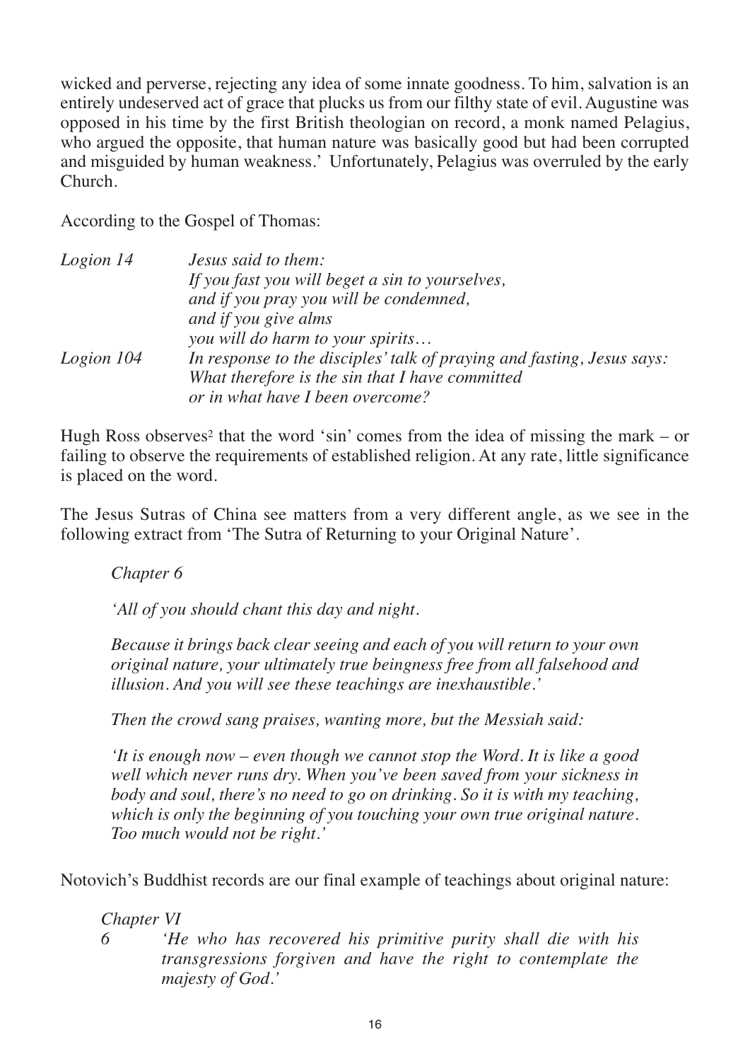wicked and perverse, rejecting any idea of some innate goodness. To him, salvation is an entirely undeserved act of grace that plucks us from our filthy state of evil. Augustine was opposed in his time by the first British theologian on record, a monk named Pelagius, who argued the opposite, that human nature was basically good but had been corrupted and misguided by human weakness.' Unfortunately, Pelagius was overruled by the early Church.

According to the Gospel of Thomas:

| | |
|---|---|
| *Logion 14* | *Jesus said to them:* *If you fast you will beget a sin to yourselves,* *and if you pray you will be condemned,* *and if you give alms* *you will do harm to your spirits…* |
| *Logion 104* | *In response to the disciples' talk of praying and fasting, Jesus says:* *What therefore is the sin that I have committed* *or in what have I been overcome?* |

Hugh Ross observes[2] that the word 'sin' comes from the idea of missing the mark – or failing to observe the requirements of established religion. At any rate, little significance is placed on the word.

The Jesus Sutras of China see matters from a very different angle, as we see in the following extract from 'The Sutra of Returning to your Original Nature'.

> *Chapter 6*
>
> *'All of you should chant this day and night.*
>
> *Because it brings back clear seeing and each of you will return to your own original nature, your ultimately true beingness free from all falsehood and illusion. And you will see these teachings are inexhaustible.'*
>
> *Then the crowd sang praises, wanting more, but the Messiah said:*
>
> *'It is enough now – even though we cannot stop the Word. It is like a good well which never runs dry. When you've been saved from your sickness in body and soul, there's no need to go on drinking. So it is with my teaching, which is only the beginning of you touching your own true original nature. Too much would not be right.'*

Notovich's Buddhist records are our final example of teachings about original nature:

> *Chapter VI*
>
> *6 'He who has recovered his primitive purity shall die with his transgressions forgiven and have the right to contemplate the majesty of God.'*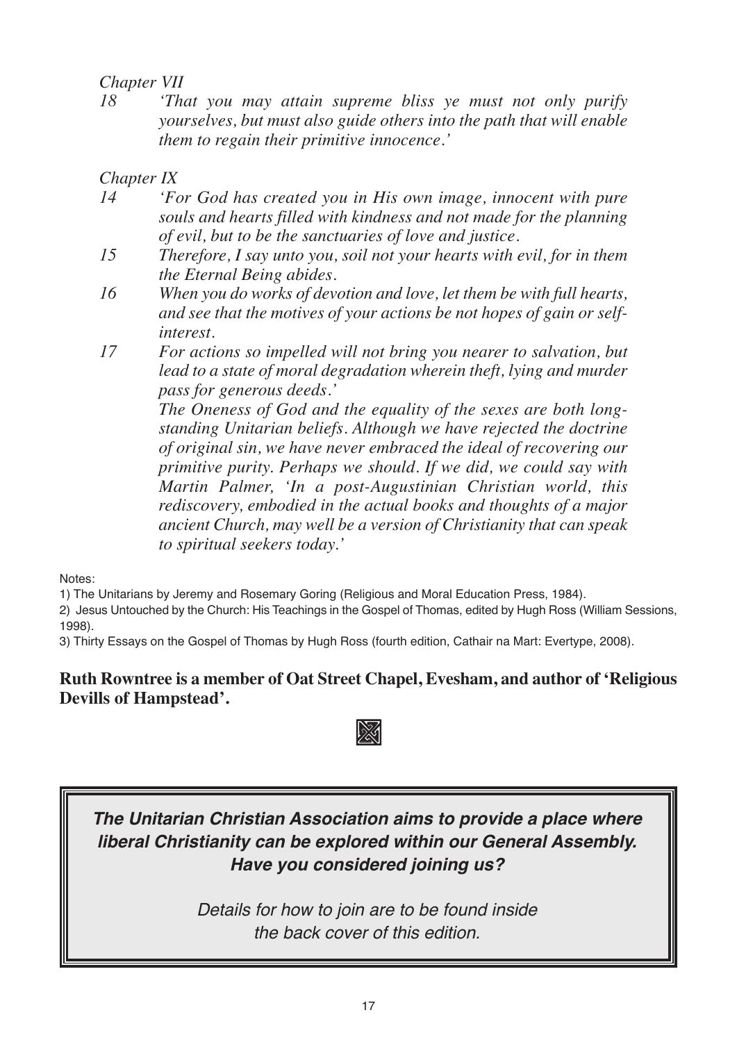*Chapter VII*

*18 'That you may attain supreme bliss ye must not only purify yourselves, but must also guide others into the path that will enable them to regain their primitive innocence.'*

*Chapter IX*

*14 'For God has created you in His own image, innocent with pure souls and hearts filled with kindness and not made for the planning of evil, but to be the sanctuaries of love and justice.*

*15 Therefore, I say unto you, soil not your hearts with evil, for in them the Eternal Being abides.*

*16 When you do works of devotion and love, let them be with full hearts, and see that the motives of your actions be not hopes of gain or self-interest.*

*17 For actions so impelled will not bring you nearer to salvation, but lead to a state of moral degradation wherein theft, lying and murder pass for generous deeds.'*

*The Oneness of God and the equality of the sexes are both long-standing Unitarian beliefs. Although we have rejected the doctrine of original sin, we have never embraced the ideal of recovering our primitive purity. Perhaps we should. If we did, we could say with Martin Palmer, 'In a post-Augustinian Christian world, this rediscovery, embodied in the actual books and thoughts of a major ancient Church, may well be a version of Christianity that can speak to spiritual seekers today.'*

Notes:

1) The Unitarians by Jeremy and Rosemary Goring (Religious and Moral Education Press, 1984).

2) Jesus Untouched by the Church: His Teachings in the Gospel of Thomas, edited by Hugh Ross (William Sessions, 1998).

3) Thirty Essays on the Gospel of Thomas by Hugh Ross (fourth edition, Cathair na Mart: Evertype, 2008).

**Ruth Rowntree is a member of Oat Street Chapel, Evesham, and author of 'Religious Devills of Hampstead'.**

***The Unitarian Christian Association aims to provide a place where liberal Christianity can be explored within our General Assembly. Have you considered joining us?***

*Details for how to join are to be found inside the back cover of this edition.*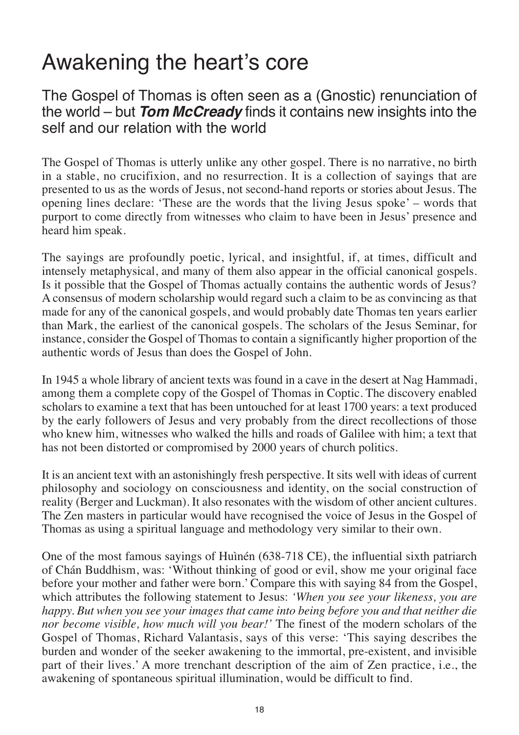# Awakening the heart's core

## The Gospel of Thomas is often seen as a (Gnostic) renunciation of the world – but ***Tom McCready*** finds it contains new insights into the self and our relation with the world

The Gospel of Thomas is utterly unlike any other gospel. There is no narrative, no birth in a stable, no crucifixion, and no resurrection. It is a collection of sayings that are presented to us as the words of Jesus, not second-hand reports or stories about Jesus. The opening lines declare: 'These are the words that the living Jesus spoke' – words that purport to come directly from witnesses who claim to have been in Jesus' presence and heard him speak.

The sayings are profoundly poetic, lyrical, and insightful, if, at times, difficult and intensely metaphysical, and many of them also appear in the official canonical gospels. Is it possible that the Gospel of Thomas actually contains the authentic words of Jesus? A consensus of modern scholarship would regard such a claim to be as convincing as that made for any of the canonical gospels, and would probably date Thomas ten years earlier than Mark, the earliest of the canonical gospels. The scholars of the Jesus Seminar, for instance, consider the Gospel of Thomas to contain a significantly higher proportion of the authentic words of Jesus than does the Gospel of John.

In 1945 a whole library of ancient texts was found in a cave in the desert at Nag Hammadi, among them a complete copy of the Gospel of Thomas in Coptic. The discovery enabled scholars to examine a text that has been untouched for at least 1700 years: a text produced by the early followers of Jesus and very probably from the direct recollections of those who knew him, witnesses who walked the hills and roads of Galilee with him; a text that has not been distorted or compromised by 2000 years of church politics.

It is an ancient text with an astonishingly fresh perspective. It sits well with ideas of current philosophy and sociology on consciousness and identity, on the social construction of reality (Berger and Luckman). It also resonates with the wisdom of other ancient cultures. The Zen masters in particular would have recognised the voice of Jesus in the Gospel of Thomas as using a spiritual language and methodology very similar to their own.

One of the most famous sayings of Huìnén (638-718 CE), the influential sixth patriarch of Chán Buddhism, was: 'Without thinking of good or evil, show me your original face before your mother and father were born.' Compare this with saying 84 from the Gospel, which attributes the following statement to Jesus: *'When you see your likeness, you are happy. But when you see your images that came into being before you and that neither die nor become visible, how much will you bear!'* The finest of the modern scholars of the Gospel of Thomas, Richard Valantasis, says of this verse: 'This saying describes the burden and wonder of the seeker awakening to the immortal, pre-existent, and invisible part of their lives.' A more trenchant description of the aim of Zen practice, i.e., the awakening of spontaneous spiritual illumination, would be difficult to find.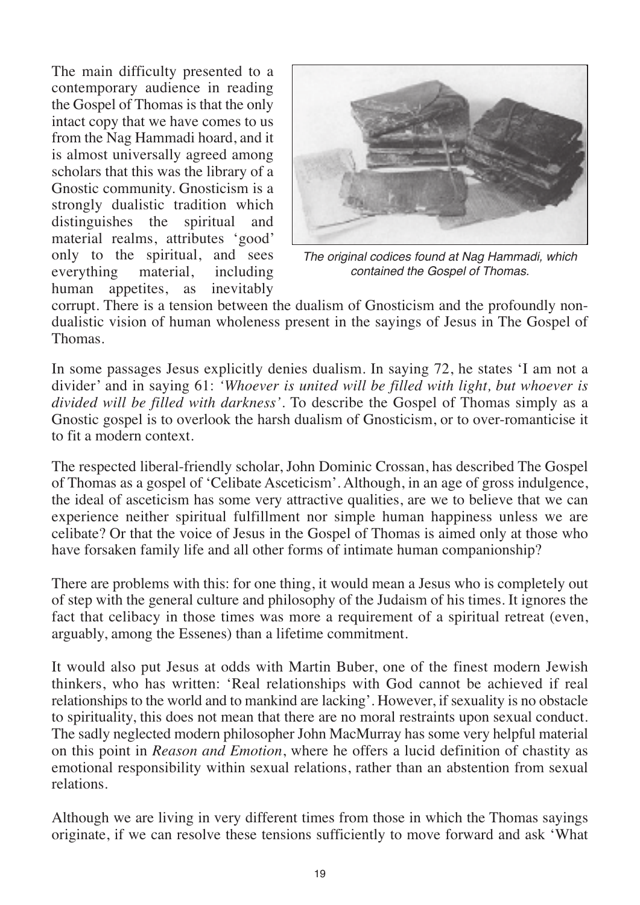The main difficulty presented to a contemporary audience in reading the Gospel of Thomas is that the only intact copy that we have comes to us from the Nag Hammadi hoard, and it is almost universally agreed among scholars that this was the library of a Gnostic community. Gnosticism is a strongly dualistic tradition which distinguishes the spiritual and material realms, attributes 'good' only to the spiritual, and sees everything material, including human appetites, as inevitably corrupt. There is a tension between the dualism of Gnosticism and the profoundly non-dualistic vision of human wholeness present in the sayings of Jesus in The Gospel of Thomas.

*The original codices found at Nag Hammadi, which contained the Gospel of Thomas.*

In some passages Jesus explicitly denies dualism. In saying 72, he states 'I am not a divider' and in saying 61: *'Whoever is united will be filled with light, but whoever is divided will be filled with darkness'*. To describe the Gospel of Thomas simply as a Gnostic gospel is to overlook the harsh dualism of Gnosticism, or to over-romanticise it to fit a modern context.

The respected liberal-friendly scholar, John Dominic Crossan, has described The Gospel of Thomas as a gospel of 'Celibate Asceticism'. Although, in an age of gross indulgence, the ideal of asceticism has some very attractive qualities, are we to believe that we can experience neither spiritual fulfillment nor simple human happiness unless we are celibate? Or that the voice of Jesus in the Gospel of Thomas is aimed only at those who have forsaken family life and all other forms of intimate human companionship?

There are problems with this: for one thing, it would mean a Jesus who is completely out of step with the general culture and philosophy of the Judaism of his times. It ignores the fact that celibacy in those times was more a requirement of a spiritual retreat (even, arguably, among the Essenes) than a lifetime commitment.

It would also put Jesus at odds with Martin Buber, one of the finest modern Jewish thinkers, who has written: 'Real relationships with God cannot be achieved if real relationships to the world and to mankind are lacking'. However, if sexuality is no obstacle to spirituality, this does not mean that there are no moral restraints upon sexual conduct. The sadly neglected modern philosopher John MacMurray has some very helpful material on this point in *Reason and Emotion*, where he offers a lucid definition of chastity as emotional responsibility within sexual relations, rather than an abstention from sexual relations.

Although we are living in very different times from those in which the Thomas sayings originate, if we can resolve these tensions sufficiently to move forward and ask 'What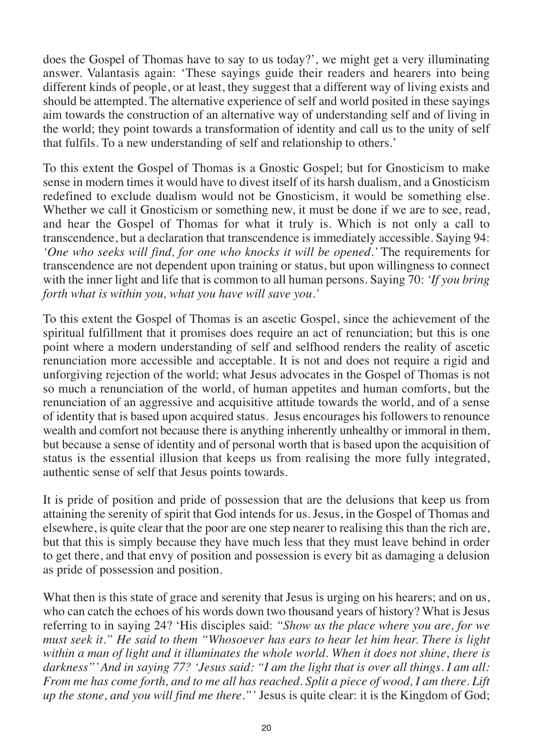does the Gospel of Thomas have to say to us today?', we might get a very illuminating answer. Valantasis again: 'These sayings guide their readers and hearers into being different kinds of people, or at least, they suggest that a different way of living exists and should be attempted. The alternative experience of self and world posited in these sayings aim towards the construction of an alternative way of understanding self and of living in the world; they point towards a transformation of identity and call us to the unity of self that fulfils. To a new understanding of self and relationship to others.'

To this extent the Gospel of Thomas is a Gnostic Gospel; but for Gnosticism to make sense in modern times it would have to divest itself of its harsh dualism, and a Gnosticism redefined to exclude dualism would not be Gnosticism, it would be something else. Whether we call it Gnosticism or something new, it must be done if we are to see, read, and hear the Gospel of Thomas for what it truly is. Which is not only a call to transcendence, but a declaration that transcendence is immediately accessible. Saying 94: *'One who seeks will find, for one who knocks it will be opened.'* The requirements for transcendence are not dependent upon training or status, but upon willingness to connect with the inner light and life that is common to all human persons. Saying 70: *'If you bring forth what is within you, what you have will save you.'*

To this extent the Gospel of Thomas is an ascetic Gospel, since the achievement of the spiritual fulfillment that it promises does require an act of renunciation; but this is one point where a modern understanding of self and selfhood renders the reality of ascetic renunciation more accessible and acceptable. It is not and does not require a rigid and unforgiving rejection of the world; what Jesus advocates in the Gospel of Thomas is not so much a renunciation of the world, of human appetites and human comforts, but the renunciation of an aggressive and acquisitive attitude towards the world, and of a sense of identity that is based upon acquired status. Jesus encourages his followers to renounce wealth and comfort not because there is anything inherently unhealthy or immoral in them, but because a sense of identity and of personal worth that is based upon the acquisition of status is the essential illusion that keeps us from realising the more fully integrated, authentic sense of self that Jesus points towards.

It is pride of position and pride of possession that are the delusions that keep us from attaining the serenity of spirit that God intends for us. Jesus, in the Gospel of Thomas and elsewhere, is quite clear that the poor are one step nearer to realising this than the rich are, but that this is simply because they have much less that they must leave behind in order to get there, and that envy of position and possession is every bit as damaging a delusion as pride of possession and position.

What then is this state of grace and serenity that Jesus is urging on his hearers; and on us, who can catch the echoes of his words down two thousand years of history? What is Jesus referring to in saying 24? 'His disciples said: *"Show us the place where you are, for we must seek it." He said to them "Whosoever has ears to hear let him hear. There is light within a man of light and it illuminates the whole world. When it does not shine, there is darkness"'* And in saying 77? *'Jesus said: "I am the light that is over all things. I am all: From me has come forth, and to me all has reached. Split a piece of wood, I am there. Lift up the stone, and you will find me there."'* Jesus is quite clear: it is the Kingdom of God;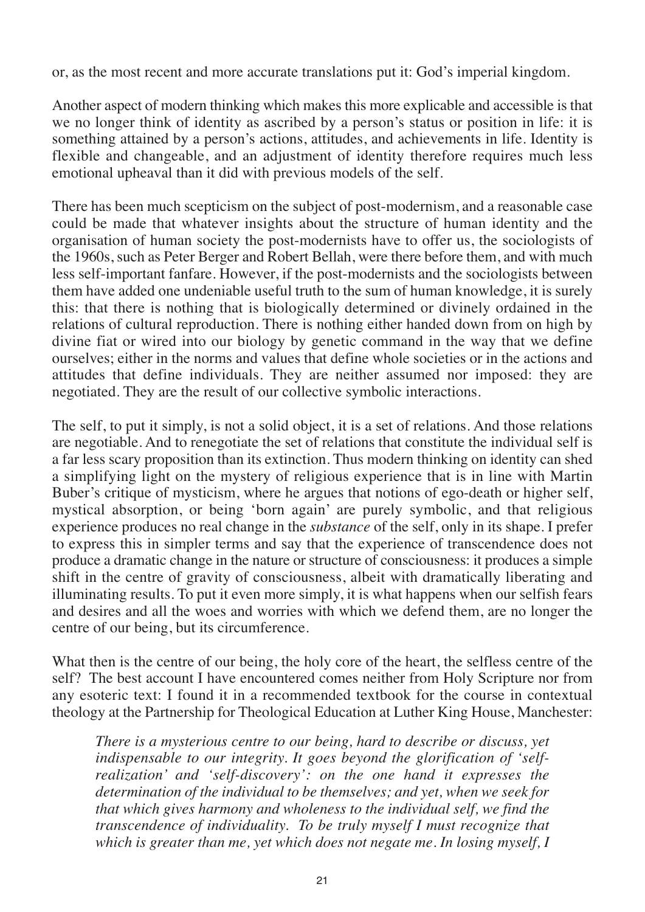or, as the most recent and more accurate translations put it: God's imperial kingdom.

Another aspect of modern thinking which makes this more explicable and accessible is that we no longer think of identity as ascribed by a person's status or position in life: it is something attained by a person's actions, attitudes, and achievements in life. Identity is flexible and changeable, and an adjustment of identity therefore requires much less emotional upheaval than it did with previous models of the self.

There has been much scepticism on the subject of post-modernism, and a reasonable case could be made that whatever insights about the structure of human identity and the organisation of human society the post-modernists have to offer us, the sociologists of the 1960s, such as Peter Berger and Robert Bellah, were there before them, and with much less self-important fanfare. However, if the post-modernists and the sociologists between them have added one undeniable useful truth to the sum of human knowledge, it is surely this: that there is nothing that is biologically determined or divinely ordained in the relations of cultural reproduction. There is nothing either handed down from on high by divine fiat or wired into our biology by genetic command in the way that we define ourselves; either in the norms and values that define whole societies or in the actions and attitudes that define individuals. They are neither assumed nor imposed: they are negotiated. They are the result of our collective symbolic interactions.

The self, to put it simply, is not a solid object, it is a set of relations. And those relations are negotiable. And to renegotiate the set of relations that constitute the individual self is a far less scary proposition than its extinction. Thus modern thinking on identity can shed a simplifying light on the mystery of religious experience that is in line with Martin Buber's critique of mysticism, where he argues that notions of ego-death or higher self, mystical absorption, or being 'born again' are purely symbolic, and that religious experience produces no real change in the *substance* of the self, only in its shape. I prefer to express this in simpler terms and say that the experience of transcendence does not produce a dramatic change in the nature or structure of consciousness: it produces a simple shift in the centre of gravity of consciousness, albeit with dramatically liberating and illuminating results. To put it even more simply, it is what happens when our selfish fears and desires and all the woes and worries with which we defend them, are no longer the centre of our being, but its circumference.

What then is the centre of our being, the holy core of the heart, the selfless centre of the self? The best account I have encountered comes neither from Holy Scripture nor from any esoteric text: I found it in a recommended textbook for the course in contextual theology at the Partnership for Theological Education at Luther King House, Manchester:

> *There is a mysterious centre to our being, hard to describe or discuss, yet indispensable to our integrity. It goes beyond the glorification of 'self-realization' and 'self-discovery': on the one hand it expresses the determination of the individual to be themselves; and yet, when we seek for that which gives harmony and wholeness to the individual self, we find the transcendence of individuality. To be truly myself I must recognize that which is greater than me, yet which does not negate me. In losing myself, I*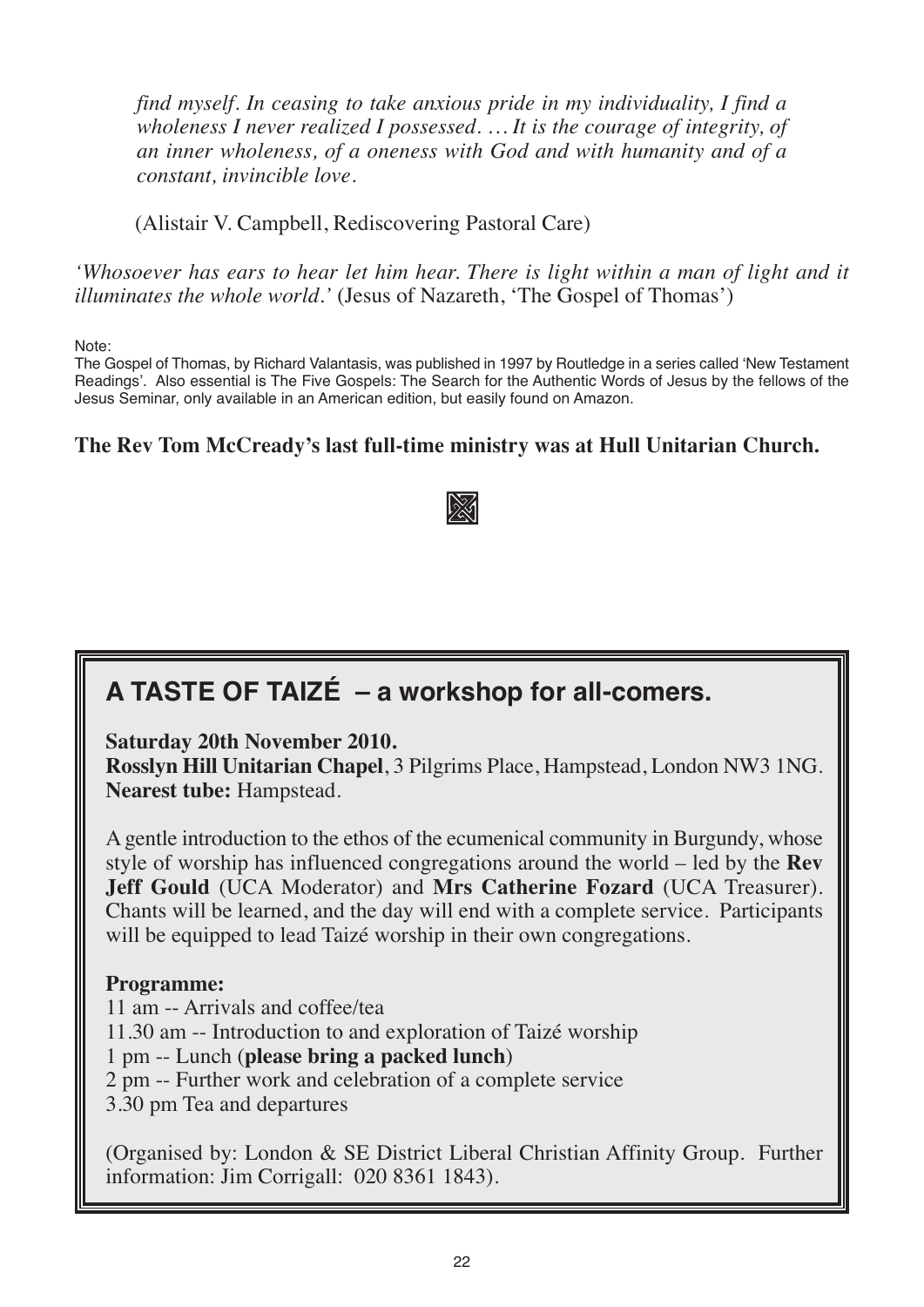*find myself. In ceasing to take anxious pride in my individuality, I find a wholeness I never realized I possessed. … It is the courage of integrity, of an inner wholeness, of a oneness with God and with humanity and of a constant, invincible love.*

(Alistair V. Campbell, Rediscovering Pastoral Care)

*'Whosoever has ears to hear let him hear. There is light within a man of light and it illuminates the whole world.'* (Jesus of Nazareth, 'The Gospel of Thomas')

Note:
The Gospel of Thomas, by Richard Valantasis, was published in 1997 by Routledge in a series called 'New Testament Readings'. Also essential is The Five Gospels: The Search for the Authentic Words of Jesus by the fellows of the Jesus Seminar, only available in an American edition, but easily found on Amazon.

**The Rev Tom McCready's last full-time ministry was at Hull Unitarian Church.**

## A TASTE OF TAIZÉ – a workshop for all-comers.

**Saturday 20th November 2010.**
**Rosslyn Hill Unitarian Chapel**, 3 Pilgrims Place, Hampstead, London NW3 1NG.
**Nearest tube:** Hampstead.

A gentle introduction to the ethos of the ecumenical community in Burgundy, whose style of worship has influenced congregations around the world – led by the **Rev Jeff Gould** (UCA Moderator) and **Mrs Catherine Fozard** (UCA Treasurer). Chants will be learned, and the day will end with a complete service. Participants will be equipped to lead Taizé worship in their own congregations.

**Programme:**
11 am -- Arrivals and coffee/tea
11.30 am -- Introduction to and exploration of Taizé worship
1 pm -- Lunch (**please bring a packed lunch**)
2 pm -- Further work and celebration of a complete service
3.30 pm Tea and departures

(Organised by: London & SE District Liberal Christian Affinity Group. Further information: Jim Corrigall: 020 8361 1843).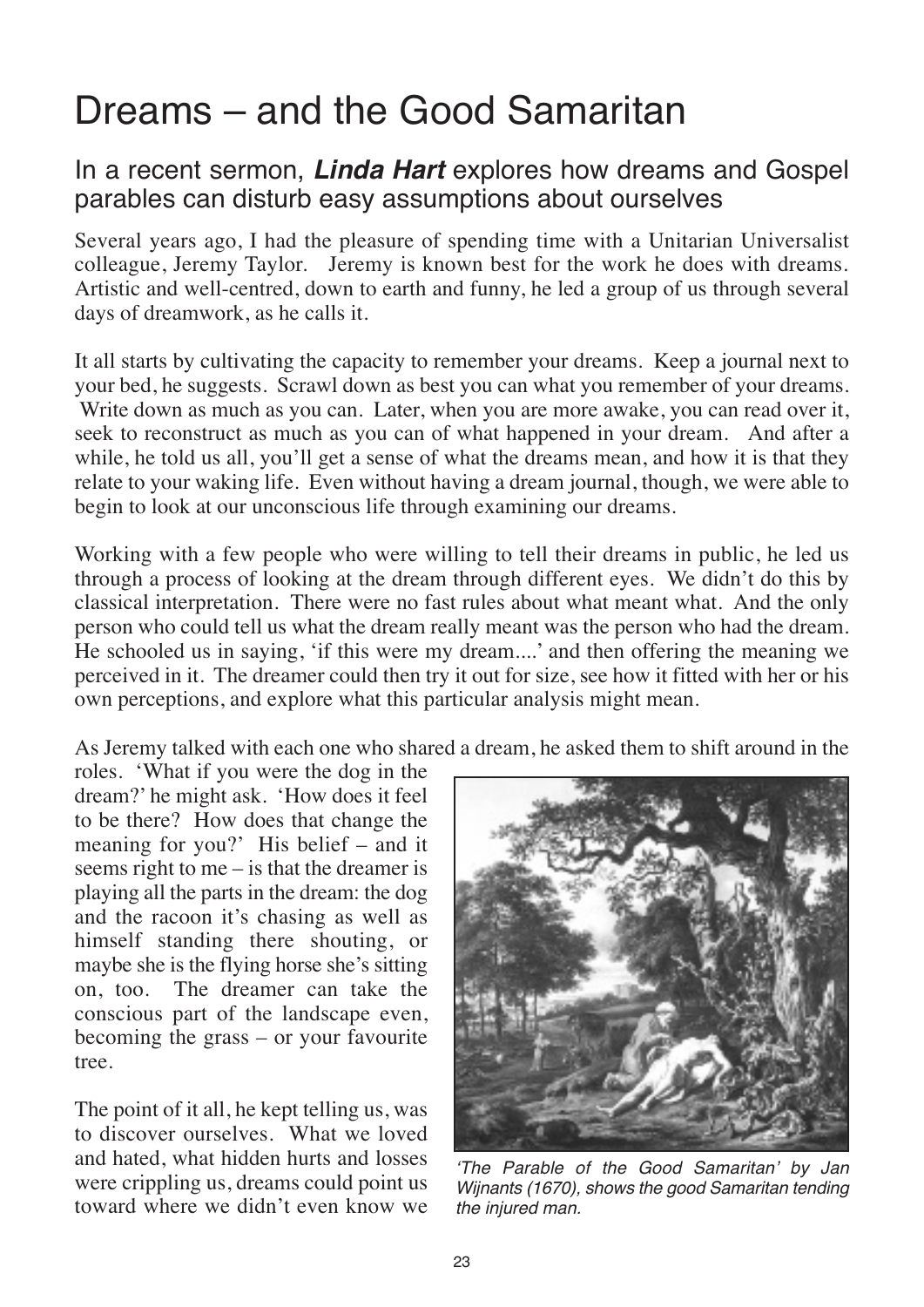# Dreams – and the Good Samaritan

## In a recent sermon, ***Linda Hart*** explores how dreams and Gospel parables can disturb easy assumptions about ourselves

Several years ago, I had the pleasure of spending time with a Unitarian Universalist colleague, Jeremy Taylor. Jeremy is known best for the work he does with dreams. Artistic and well-centred, down to earth and funny, he led a group of us through several days of dreamwork, as he calls it.

It all starts by cultivating the capacity to remember your dreams. Keep a journal next to your bed, he suggests. Scrawl down as best you can what you remember of your dreams. Write down as much as you can. Later, when you are more awake, you can read over it, seek to reconstruct as much as you can of what happened in your dream. And after a while, he told us all, you'll get a sense of what the dreams mean, and how it is that they relate to your waking life. Even without having a dream journal, though, we were able to begin to look at our unconscious life through examining our dreams.

Working with a few people who were willing to tell their dreams in public, he led us through a process of looking at the dream through different eyes. We didn't do this by classical interpretation. There were no fast rules about what meant what. And the only person who could tell us what the dream really meant was the person who had the dream. He schooled us in saying, 'if this were my dream....' and then offering the meaning we perceived in it. The dreamer could then try it out for size, see how it fitted with her or his own perceptions, and explore what this particular analysis might mean.

As Jeremy talked with each one who shared a dream, he asked them to shift around in the roles. 'What if you were the dog in the dream?' he might ask. 'How does it feel to be there? How does that change the meaning for you?' His belief – and it seems right to me – is that the dreamer is playing all the parts in the dream: the dog and the racoon it's chasing as well as himself standing there shouting, or maybe she is the flying horse she's sitting on, too. The dreamer can take the conscious part of the landscape even, becoming the grass – or your favourite tree.

*'The Parable of the Good Samaritan' by Jan Wijnants (1670), shows the good Samaritan tending the injured man.*

The point of it all, he kept telling us, was to discover ourselves. What we loved and hated, what hidden hurts and losses were crippling us, dreams could point us toward where we didn't even know we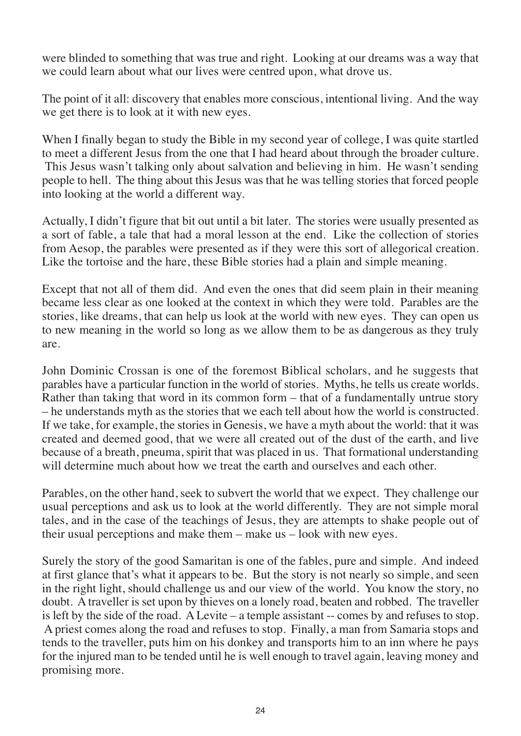were blinded to something that was true and right. Looking at our dreams was a way that we could learn about what our lives were centred upon, what drove us.

The point of it all: discovery that enables more conscious, intentional living. And the way we get there is to look at it with new eyes.

When I finally began to study the Bible in my second year of college, I was quite startled to meet a different Jesus from the one that I had heard about through the broader culture. This Jesus wasn't talking only about salvation and believing in him. He wasn't sending people to hell. The thing about this Jesus was that he was telling stories that forced people into looking at the world a different way.

Actually, I didn't figure that bit out until a bit later. The stories were usually presented as a sort of fable, a tale that had a moral lesson at the end. Like the collection of stories from Aesop, the parables were presented as if they were this sort of allegorical creation. Like the tortoise and the hare, these Bible stories had a plain and simple meaning.

Except that not all of them did. And even the ones that did seem plain in their meaning became less clear as one looked at the context in which they were told. Parables are the stories, like dreams, that can help us look at the world with new eyes. They can open us to new meaning in the world so long as we allow them to be as dangerous as they truly are.

John Dominic Crossan is one of the foremost Biblical scholars, and he suggests that parables have a particular function in the world of stories. Myths, he tells us create worlds. Rather than taking that word in its common form – that of a fundamentally untrue story – he understands myth as the stories that we each tell about how the world is constructed. If we take, for example, the stories in Genesis, we have a myth about the world: that it was created and deemed good, that we were all created out of the dust of the earth, and live because of a breath, pneuma, spirit that was placed in us. That formational understanding will determine much about how we treat the earth and ourselves and each other.

Parables, on the other hand, seek to subvert the world that we expect. They challenge our usual perceptions and ask us to look at the world differently. They are not simple moral tales, and in the case of the teachings of Jesus, they are attempts to shake people out of their usual perceptions and make them – make us – look with new eyes.

Surely the story of the good Samaritan is one of the fables, pure and simple. And indeed at first glance that's what it appears to be. But the story is not nearly so simple, and seen in the right light, should challenge us and our view of the world. You know the story, no doubt. A traveller is set upon by thieves on a lonely road, beaten and robbed. The traveller is left by the side of the road. A Levite – a temple assistant -- comes by and refuses to stop. A priest comes along the road and refuses to stop. Finally, a man from Samaria stops and tends to the traveller, puts him on his donkey and transports him to an inn where he pays for the injured man to be tended until he is well enough to travel again, leaving money and promising more.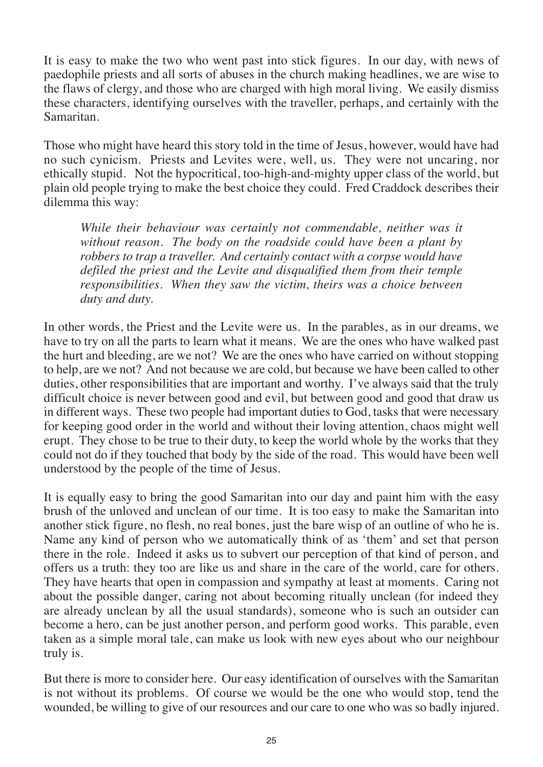It is easy to make the two who went past into stick figures. In our day, with news of paedophile priests and all sorts of abuses in the church making headlines, we are wise to the flaws of clergy, and those who are charged with high moral living. We easily dismiss these characters, identifying ourselves with the traveller, perhaps, and certainly with the Samaritan.

Those who might have heard this story told in the time of Jesus, however, would have had no such cynicism. Priests and Levites were, well, us. They were not uncaring, nor ethically stupid. Not the hypocritical, too-high-and-mighty upper class of the world, but plain old people trying to make the best choice they could. Fred Craddock describes their dilemma this way:

> *While their behaviour was certainly not commendable, neither was it without reason. The body on the roadside could have been a plant by robbers to trap a traveller. And certainly contact with a corpse would have defiled the priest and the Levite and disqualified them from their temple responsibilities. When they saw the victim, theirs was a choice between duty and duty.*

In other words, the Priest and the Levite were us. In the parables, as in our dreams, we have to try on all the parts to learn what it means. We are the ones who have walked past the hurt and bleeding, are we not? We are the ones who have carried on without stopping to help, are we not? And not because we are cold, but because we have been called to other duties, other responsibilities that are important and worthy. I've always said that the truly difficult choice is never between good and evil, but between good and good that draw us in different ways. These two people had important duties to God, tasks that were necessary for keeping good order in the world and without their loving attention, chaos might well erupt. They chose to be true to their duty, to keep the world whole by the works that they could not do if they touched that body by the side of the road. This would have been well understood by the people of the time of Jesus.

It is equally easy to bring the good Samaritan into our day and paint him with the easy brush of the unloved and unclean of our time. It is too easy to make the Samaritan into another stick figure, no flesh, no real bones, just the bare wisp of an outline of who he is. Name any kind of person who we automatically think of as 'them' and set that person there in the role. Indeed it asks us to subvert our perception of that kind of person, and offers us a truth: they too are like us and share in the care of the world, care for others. They have hearts that open in compassion and sympathy at least at moments. Caring not about the possible danger, caring not about becoming ritually unclean (for indeed they are already unclean by all the usual standards), someone who is such an outsider can become a hero, can be just another person, and perform good works. This parable, even taken as a simple moral tale, can make us look with new eyes about who our neighbour truly is.

But there is more to consider here. Our easy identification of ourselves with the Samaritan is not without its problems. Of course we would be the one who would stop, tend the wounded, be willing to give of our resources and our care to one who was so badly injured.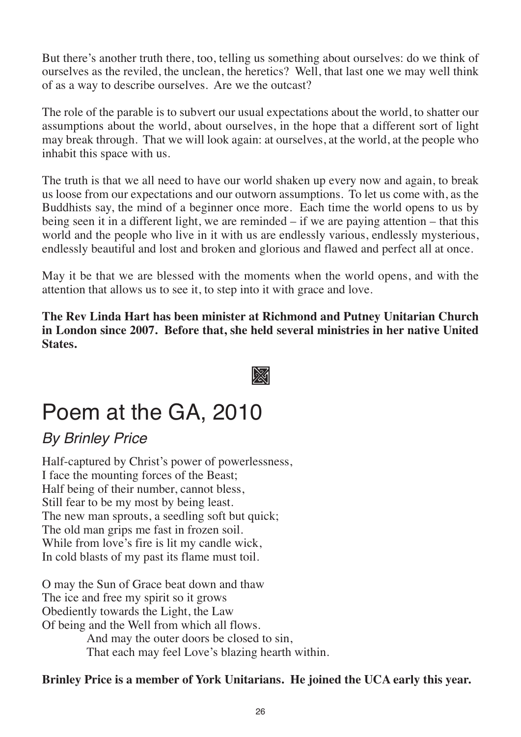But there's another truth there, too, telling us something about ourselves: do we think of ourselves as the reviled, the unclean, the heretics? Well, that last one we may well think of as a way to describe ourselves. Are we the outcast?

The role of the parable is to subvert our usual expectations about the world, to shatter our assumptions about the world, about ourselves, in the hope that a different sort of light may break through. That we will look again: at ourselves, at the world, at the people who inhabit this space with us.

The truth is that we all need to have our world shaken up every now and again, to break us loose from our expectations and our outworn assumptions. To let us come with, as the Buddhists say, the mind of a beginner once more. Each time the world opens to us by being seen it in a different light, we are reminded – if we are paying attention – that this world and the people who live in it with us are endlessly various, endlessly mysterious, endlessly beautiful and lost and broken and glorious and flawed and perfect all at once.

May it be that we are blessed with the moments when the world opens, and with the attention that allows us to see it, to step into it with grace and love.

**The Rev Linda Hart has been minister at Richmond and Putney Unitarian Church in London since 2007. Before that, she held several ministries in her native United States.**

# Poem at the GA, 2010

## *By Brinley Price*

Half-captured by Christ's power of powerlessness,  
I face the mounting forces of the Beast;  
Half being of their number, cannot bless,  
Still fear to be my most by being least.  
The new man sprouts, a seedling soft but quick;  
The old man grips me fast in frozen soil.  
While from love's fire is lit my candle wick,  
In cold blasts of my past its flame must toil.

O may the Sun of Grace beat down and thaw  
The ice and free my spirit so it grows  
Obediently towards the Light, the Law  
Of being and the Well from which all flows.  
And may the outer doors be closed to sin,  
That each may feel Love's blazing hearth within.

**Brinley Price is a member of York Unitarians. He joined the UCA early this year.**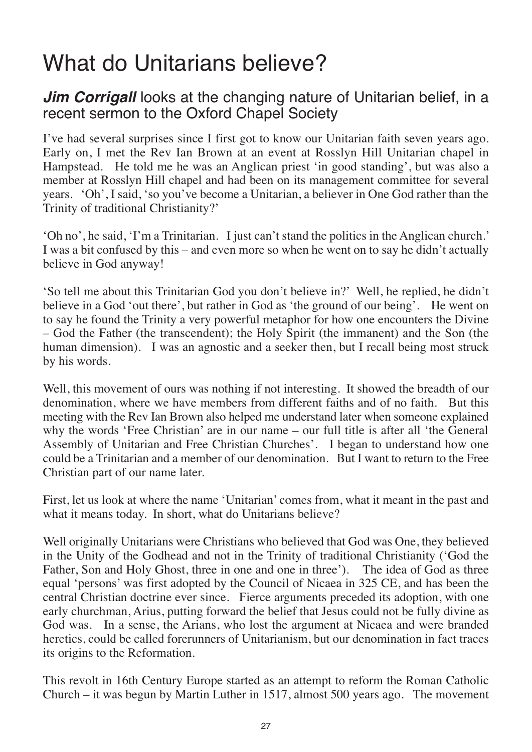# What do Unitarians believe?

## ***Jim Corrigall*** looks at the changing nature of Unitarian belief, in a recent sermon to the Oxford Chapel Society

I've had several surprises since I first got to know our Unitarian faith seven years ago. Early on, I met the Rev Ian Brown at an event at Rosslyn Hill Unitarian chapel in Hampstead. He told me he was an Anglican priest 'in good standing', but was also a member at Rosslyn Hill chapel and had been on its management committee for several years. 'Oh', I said, 'so you've become a Unitarian, a believer in One God rather than the Trinity of traditional Christianity?'

'Oh no', he said, 'I'm a Trinitarian. I just can't stand the politics in the Anglican church.' I was a bit confused by this – and even more so when he went on to say he didn't actually believe in God anyway!

'So tell me about this Trinitarian God you don't believe in?' Well, he replied, he didn't believe in a God 'out there', but rather in God as 'the ground of our being'. He went on to say he found the Trinity a very powerful metaphor for how one encounters the Divine – God the Father (the transcendent); the Holy Spirit (the immanent) and the Son (the human dimension). I was an agnostic and a seeker then, but I recall being most struck by his words.

Well, this movement of ours was nothing if not interesting. It showed the breadth of our denomination, where we have members from different faiths and of no faith. But this meeting with the Rev Ian Brown also helped me understand later when someone explained why the words 'Free Christian' are in our name – our full title is after all 'the General Assembly of Unitarian and Free Christian Churches'. I began to understand how one could be a Trinitarian and a member of our denomination. But I want to return to the Free Christian part of our name later.

First, let us look at where the name 'Unitarian' comes from, what it meant in the past and what it means today. In short, what do Unitarians believe?

Well originally Unitarians were Christians who believed that God was One, they believed in the Unity of the Godhead and not in the Trinity of traditional Christianity ('God the Father, Son and Holy Ghost, three in one and one in three'). The idea of God as three equal 'persons' was first adopted by the Council of Nicaea in 325 CE, and has been the central Christian doctrine ever since. Fierce arguments preceded its adoption, with one early churchman, Arius, putting forward the belief that Jesus could not be fully divine as God was. In a sense, the Arians, who lost the argument at Nicaea and were branded heretics, could be called forerunners of Unitarianism, but our denomination in fact traces its origins to the Reformation.

This revolt in 16th Century Europe started as an attempt to reform the Roman Catholic Church – it was begun by Martin Luther in 1517, almost 500 years ago. The movement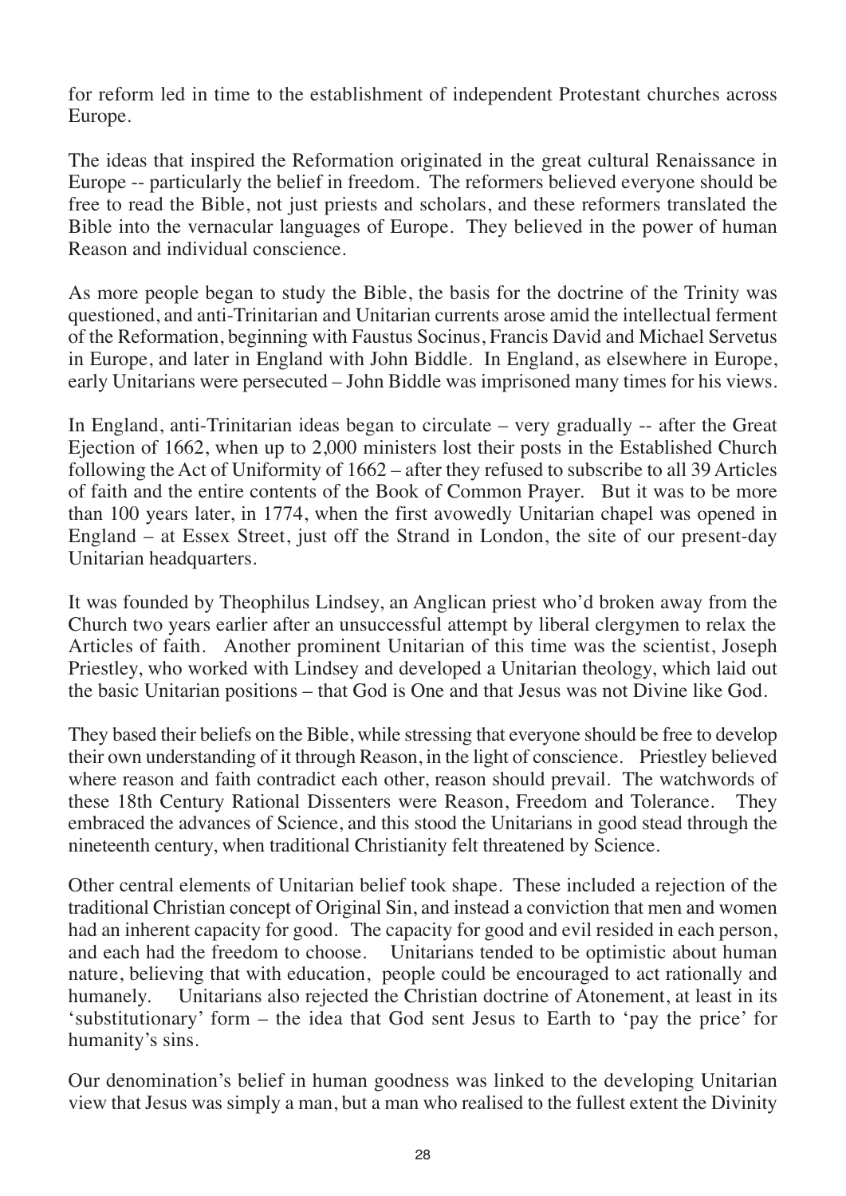for reform led in time to the establishment of independent Protestant churches across Europe.

The ideas that inspired the Reformation originated in the great cultural Renaissance in Europe -- particularly the belief in freedom. The reformers believed everyone should be free to read the Bible, not just priests and scholars, and these reformers translated the Bible into the vernacular languages of Europe. They believed in the power of human Reason and individual conscience.

As more people began to study the Bible, the basis for the doctrine of the Trinity was questioned, and anti-Trinitarian and Unitarian currents arose amid the intellectual ferment of the Reformation, beginning with Faustus Socinus, Francis David and Michael Servetus in Europe, and later in England with John Biddle. In England, as elsewhere in Europe, early Unitarians were persecuted – John Biddle was imprisoned many times for his views.

In England, anti-Trinitarian ideas began to circulate – very gradually -- after the Great Ejection of 1662, when up to 2,000 ministers lost their posts in the Established Church following the Act of Uniformity of 1662 – after they refused to subscribe to all 39 Articles of faith and the entire contents of the Book of Common Prayer. But it was to be more than 100 years later, in 1774, when the first avowedly Unitarian chapel was opened in England – at Essex Street, just off the Strand in London, the site of our present-day Unitarian headquarters.

It was founded by Theophilus Lindsey, an Anglican priest who'd broken away from the Church two years earlier after an unsuccessful attempt by liberal clergymen to relax the Articles of faith. Another prominent Unitarian of this time was the scientist, Joseph Priestley, who worked with Lindsey and developed a Unitarian theology, which laid out the basic Unitarian positions – that God is One and that Jesus was not Divine like God.

They based their beliefs on the Bible, while stressing that everyone should be free to develop their own understanding of it through Reason, in the light of conscience. Priestley believed where reason and faith contradict each other, reason should prevail. The watchwords of these 18th Century Rational Dissenters were Reason, Freedom and Tolerance. They embraced the advances of Science, and this stood the Unitarians in good stead through the nineteenth century, when traditional Christianity felt threatened by Science.

Other central elements of Unitarian belief took shape. These included a rejection of the traditional Christian concept of Original Sin, and instead a conviction that men and women had an inherent capacity for good. The capacity for good and evil resided in each person, and each had the freedom to choose. Unitarians tended to be optimistic about human nature, believing that with education, people could be encouraged to act rationally and humanely. Unitarians also rejected the Christian doctrine of Atonement, at least in its 'substitutionary' form – the idea that God sent Jesus to Earth to 'pay the price' for humanity's sins.

Our denomination's belief in human goodness was linked to the developing Unitarian view that Jesus was simply a man, but a man who realised to the fullest extent the Divinity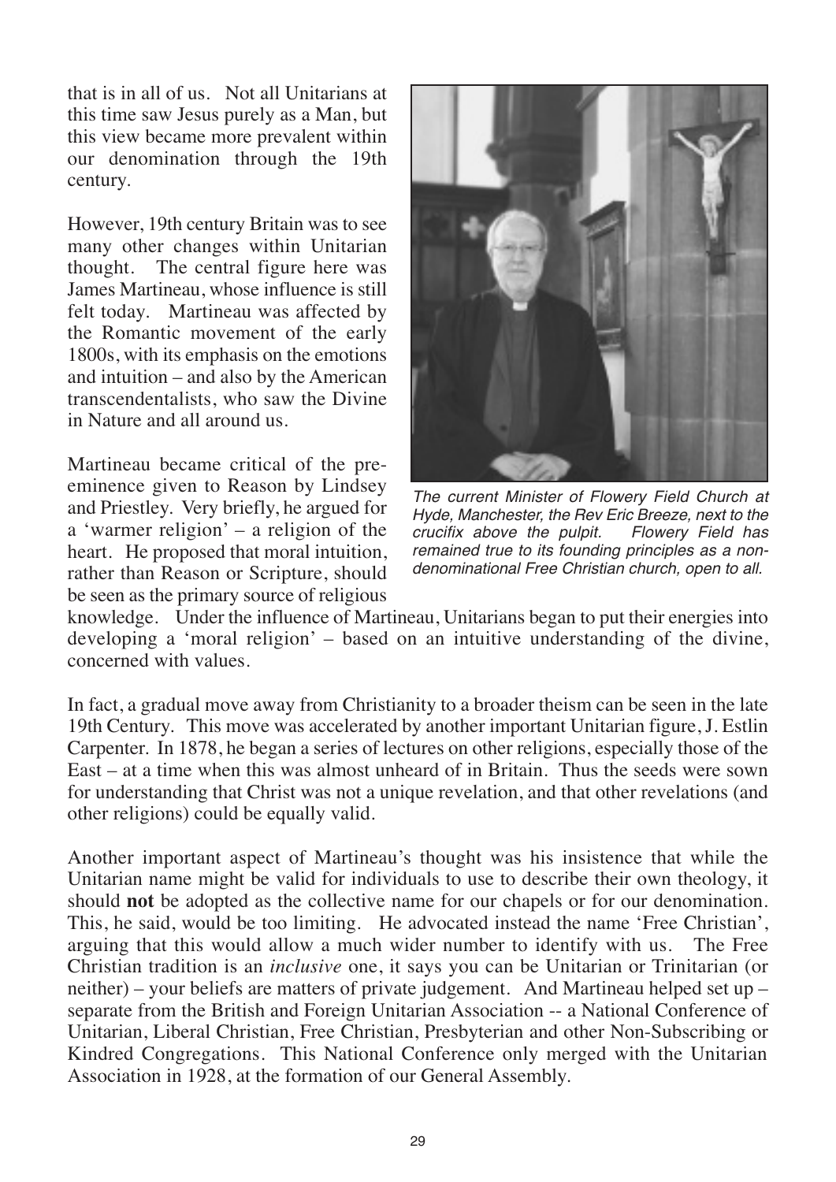that is in all of us. Not all Unitarians at this time saw Jesus purely as a Man, but this view became more prevalent within our denomination through the 19th century.

However, 19th century Britain was to see many other changes within Unitarian thought. The central figure here was James Martineau, whose influence is still felt today. Martineau was affected by the Romantic movement of the early 1800s, with its emphasis on the emotions and intuition – and also by the American transcendentalists, who saw the Divine in Nature and all around us.

Martineau became critical of the pre-eminence given to Reason by Lindsey and Priestley. Very briefly, he argued for a 'warmer religion' – a religion of the heart. He proposed that moral intuition, rather than Reason or Scripture, should be seen as the primary source of religious knowledge. Under the influence of Martineau, Unitarians began to put their energies into developing a 'moral religion' – based on an intuitive understanding of the divine, concerned with values.

*The current Minister of Flowery Field Church at Hyde, Manchester, the Rev Eric Breeze, next to the crucifix above the pulpit. Flowery Field has remained true to its founding principles as a non-denominational Free Christian church, open to all.*

In fact, a gradual move away from Christianity to a broader theism can be seen in the late 19th Century. This move was accelerated by another important Unitarian figure, J. Estlin Carpenter. In 1878, he began a series of lectures on other religions, especially those of the East – at a time when this was almost unheard of in Britain. Thus the seeds were sown for understanding that Christ was not a unique revelation, and that other revelations (and other religions) could be equally valid.

Another important aspect of Martineau's thought was his insistence that while the Unitarian name might be valid for individuals to use to describe their own theology, it should **not** be adopted as the collective name for our chapels or for our denomination. This, he said, would be too limiting. He advocated instead the name 'Free Christian', arguing that this would allow a much wider number to identify with us. The Free Christian tradition is an *inclusive* one, it says you can be Unitarian or Trinitarian (or neither) – your beliefs are matters of private judgement. And Martineau helped set up – separate from the British and Foreign Unitarian Association -- a National Conference of Unitarian, Liberal Christian, Free Christian, Presbyterian and other Non-Subscribing or Kindred Congregations. This National Conference only merged with the Unitarian Association in 1928, at the formation of our General Assembly.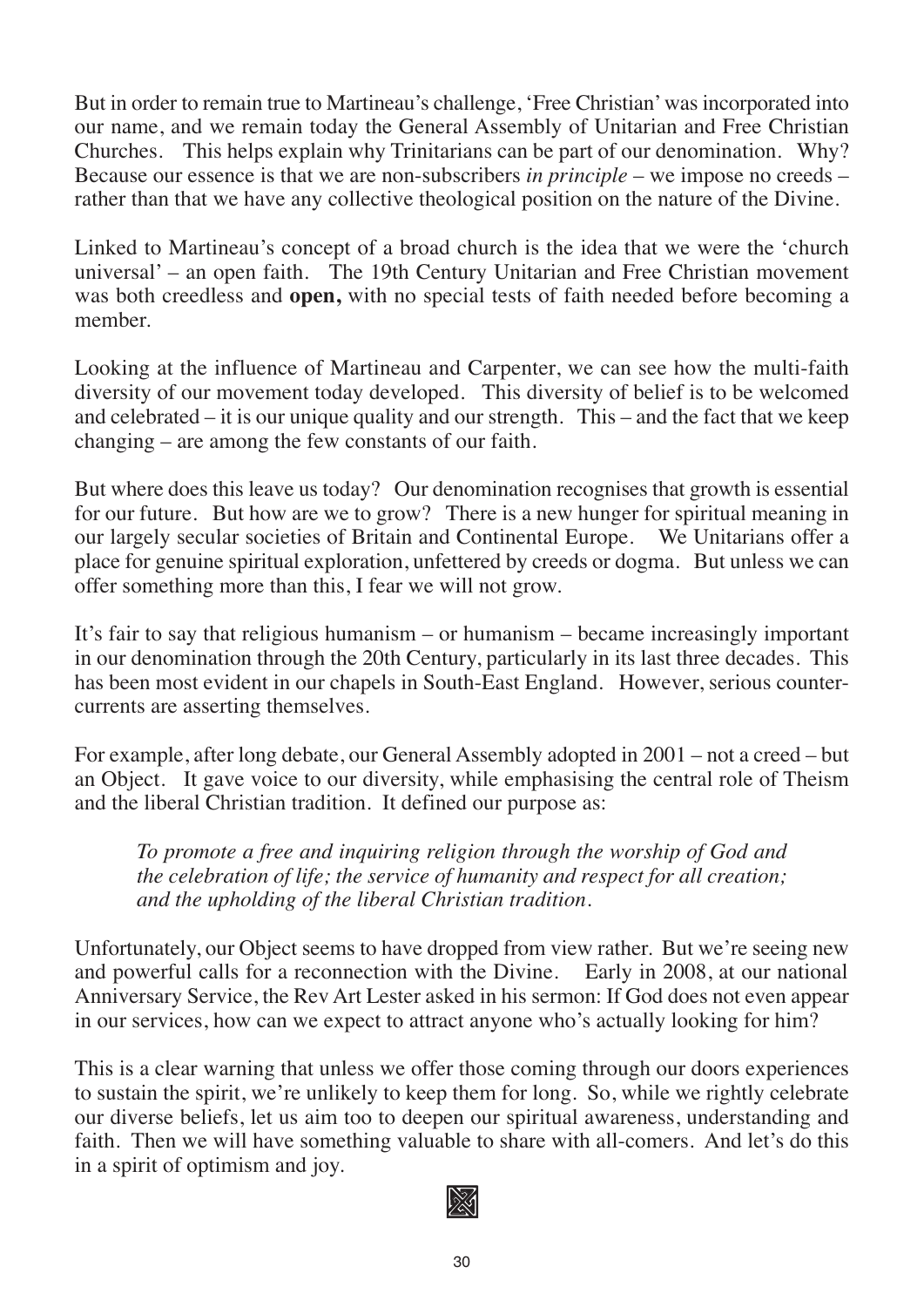But in order to remain true to Martineau's challenge, 'Free Christian' was incorporated into our name, and we remain today the General Assembly of Unitarian and Free Christian Churches. This helps explain why Trinitarians can be part of our denomination. Why? Because our essence is that we are non-subscribers *in principle* – we impose no creeds – rather than that we have any collective theological position on the nature of the Divine.

Linked to Martineau's concept of a broad church is the idea that we were the 'church universal' – an open faith. The 19th Century Unitarian and Free Christian movement was both creedless and **open,** with no special tests of faith needed before becoming a member.

Looking at the influence of Martineau and Carpenter, we can see how the multi-faith diversity of our movement today developed. This diversity of belief is to be welcomed and celebrated – it is our unique quality and our strength. This – and the fact that we keep changing – are among the few constants of our faith.

But where does this leave us today? Our denomination recognises that growth is essential for our future. But how are we to grow? There is a new hunger for spiritual meaning in our largely secular societies of Britain and Continental Europe. We Unitarians offer a place for genuine spiritual exploration, unfettered by creeds or dogma. But unless we can offer something more than this, I fear we will not grow.

It's fair to say that religious humanism – or humanism – became increasingly important in our denomination through the 20th Century, particularly in its last three decades. This has been most evident in our chapels in South-East England. However, serious counter-currents are asserting themselves.

For example, after long debate, our General Assembly adopted in 2001 – not a creed – but an Object. It gave voice to our diversity, while emphasising the central role of Theism and the liberal Christian tradition. It defined our purpose as:

> *To promote a free and inquiring religion through the worship of God and the celebration of life; the service of humanity and respect for all creation; and the upholding of the liberal Christian tradition.*

Unfortunately, our Object seems to have dropped from view rather. But we're seeing new and powerful calls for a reconnection with the Divine. Early in 2008, at our national Anniversary Service, the Rev Art Lester asked in his sermon: If God does not even appear in our services, how can we expect to attract anyone who's actually looking for him?

This is a clear warning that unless we offer those coming through our doors experiences to sustain the spirit, we're unlikely to keep them for long. So, while we rightly celebrate our diverse beliefs, let us aim too to deepen our spiritual awareness, understanding and faith. Then we will have something valuable to share with all-comers. And let's do this in a spirit of optimism and joy.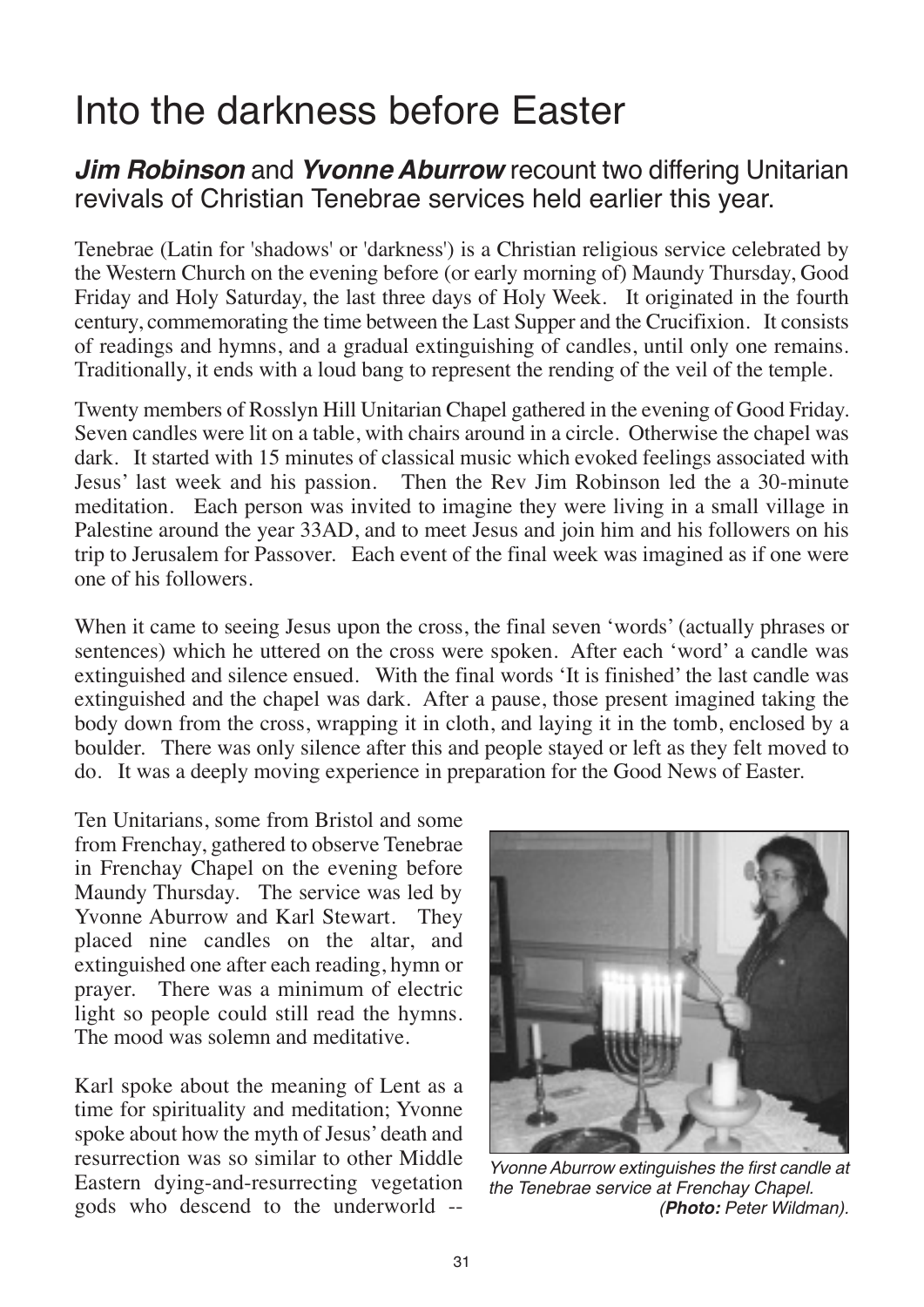# Into the darkness before Easter

## ***Jim Robinson*** and ***Yvonne Aburrow*** recount two differing Unitarian revivals of Christian Tenebrae services held earlier this year.

Tenebrae (Latin for 'shadows' or 'darkness') is a Christian religious service celebrated by the Western Church on the evening before (or early morning of) Maundy Thursday, Good Friday and Holy Saturday, the last three days of Holy Week. It originated in the fourth century, commemorating the time between the Last Supper and the Crucifixion. It consists of readings and hymns, and a gradual extinguishing of candles, until only one remains. Traditionally, it ends with a loud bang to represent the rending of the veil of the temple.

Twenty members of Rosslyn Hill Unitarian Chapel gathered in the evening of Good Friday. Seven candles were lit on a table, with chairs around in a circle. Otherwise the chapel was dark. It started with 15 minutes of classical music which evoked feelings associated with Jesus' last week and his passion. Then the Rev Jim Robinson led the a 30-minute meditation. Each person was invited to imagine they were living in a small village in Palestine around the year 33AD, and to meet Jesus and join him and his followers on his trip to Jerusalem for Passover. Each event of the final week was imagined as if one were one of his followers.

When it came to seeing Jesus upon the cross, the final seven 'words' (actually phrases or sentences) which he uttered on the cross were spoken. After each 'word' a candle was extinguished and silence ensued. With the final words 'It is finished' the last candle was extinguished and the chapel was dark. After a pause, those present imagined taking the body down from the cross, wrapping it in cloth, and laying it in the tomb, enclosed by a boulder. There was only silence after this and people stayed or left as they felt moved to do. It was a deeply moving experience in preparation for the Good News of Easter.

Ten Unitarians, some from Bristol and some from Frenchay, gathered to observe Tenebrae in Frenchay Chapel on the evening before Maundy Thursday. The service was led by Yvonne Aburrow and Karl Stewart. They placed nine candles on the altar, and extinguished one after each reading, hymn or prayer. There was a minimum of electric light so people could still read the hymns. The mood was solemn and meditative.

Karl spoke about the meaning of Lent as a time for spirituality and meditation; Yvonne spoke about how the myth of Jesus' death and resurrection was so similar to other Middle Eastern dying-and-resurrecting vegetation gods who descend to the underworld --

*Yvonne Aburrow extinguishes the first candle at the Tenebrae service at Frenchay Chapel. (**Photo:** Peter Wildman).*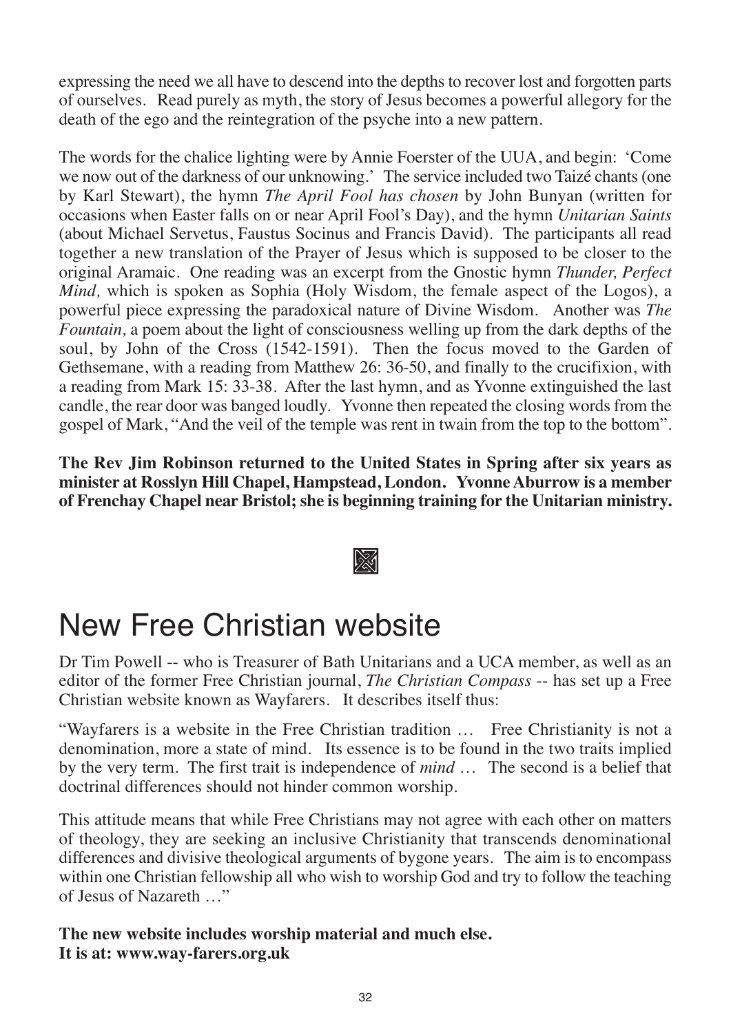expressing the need we all have to descend into the depths to recover lost and forgotten parts of ourselves. Read purely as myth, the story of Jesus becomes a powerful allegory for the death of the ego and the reintegration of the psyche into a new pattern.

The words for the chalice lighting were by Annie Foerster of the UUA, and begin: 'Come we now out of the darkness of our unknowing.' The service included two Taizé chants (one by Karl Stewart), the hymn *The April Fool has chosen* by John Bunyan (written for occasions when Easter falls on or near April Fool's Day), and the hymn *Unitarian Saints* (about Michael Servetus, Faustus Socinus and Francis David). The participants all read together a new translation of the Prayer of Jesus which is supposed to be closer to the original Aramaic. One reading was an excerpt from the Gnostic hymn *Thunder, Perfect Mind,* which is spoken as Sophia (Holy Wisdom, the female aspect of the Logos), a powerful piece expressing the paradoxical nature of Divine Wisdom. Another was *The Fountain,* a poem about the light of consciousness welling up from the dark depths of the soul, by John of the Cross (1542-1591). Then the focus moved to the Garden of Gethsemane, with a reading from Matthew 26: 36-50, and finally to the crucifixion, with a reading from Mark 15: 33-38. After the last hymn, and as Yvonne extinguished the last candle, the rear door was banged loudly. Yvonne then repeated the closing words from the gospel of Mark, "And the veil of the temple was rent in twain from the top to the bottom".

**The Rev Jim Robinson returned to the United States in Spring after six years as minister at Rosslyn Hill Chapel, Hampstead, London. Yvonne Aburrow is a member of Frenchay Chapel near Bristol; she is beginning training for the Unitarian ministry.**

# New Free Christian website

Dr Tim Powell -- who is Treasurer of Bath Unitarians and a UCA member, as well as an editor of the former Free Christian journal, *The Christian Compass* -- has set up a Free Christian website known as Wayfarers. It describes itself thus:

"Wayfarers is a website in the Free Christian tradition … Free Christianity is not a denomination, more a state of mind. Its essence is to be found in the two traits implied by the very term. The first trait is independence of *mind* … The second is a belief that doctrinal differences should not hinder common worship.

This attitude means that while Free Christians may not agree with each other on matters of theology, they are seeking an inclusive Christianity that transcends denominational differences and divisive theological arguments of bygone years. The aim is to encompass within one Christian fellowship all who wish to worship God and try to follow the teaching of Jesus of Nazareth …"

**The new website includes worship material and much else.**
**It is at: www.way-farers.org.uk**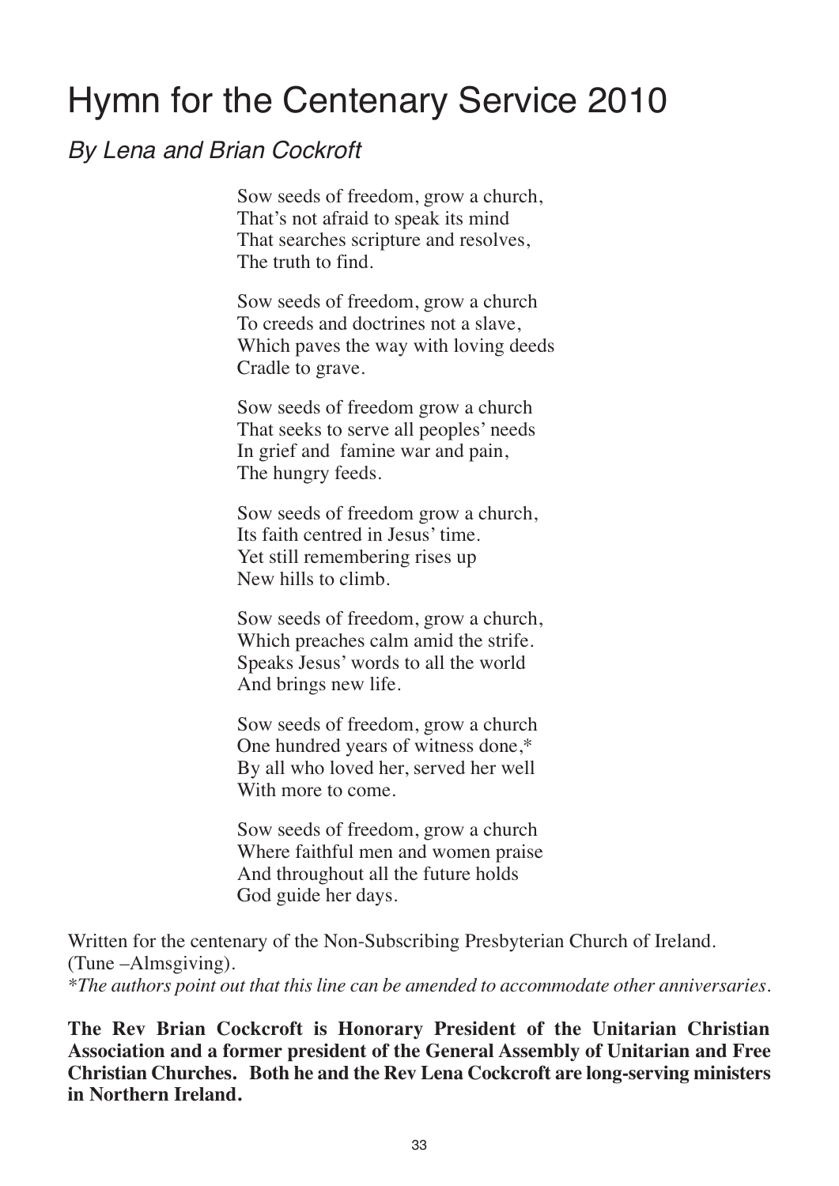# Hymn for the Centenary Service 2010

*By Lena and Brian Cockroft*

Sow seeds of freedom, grow a church,
That's not afraid to speak its mind
That searches scripture and resolves,
The truth to find.

Sow seeds of freedom, grow a church
To creeds and doctrines not a slave,
Which paves the way with loving deeds
Cradle to grave.

Sow seeds of freedom grow a church
That seeks to serve all peoples' needs
In grief and famine war and pain,
The hungry feeds.

Sow seeds of freedom grow a church,
Its faith centred in Jesus' time.
Yet still remembering rises up
New hills to climb.

Sow seeds of freedom, grow a church,
Which preaches calm amid the strife.
Speaks Jesus' words to all the world
And brings new life.

Sow seeds of freedom, grow a church
One hundred years of witness done,*
By all who loved her, served her well
With more to come.

Sow seeds of freedom, grow a church
Where faithful men and women praise
And throughout all the future holds
God guide her days.

Written for the centenary of the Non-Subscribing Presbyterian Church of Ireland.
(Tune –Almsgiving).
*\*The authors point out that this line can be amended to accommodate other anniversaries.*

**The Rev Brian Cockcroft is Honorary President of the Unitarian Christian Association and a former president of the General Assembly of Unitarian and Free Christian Churches. Both he and the Rev Lena Cockcroft are long-serving ministers in Northern Ireland.**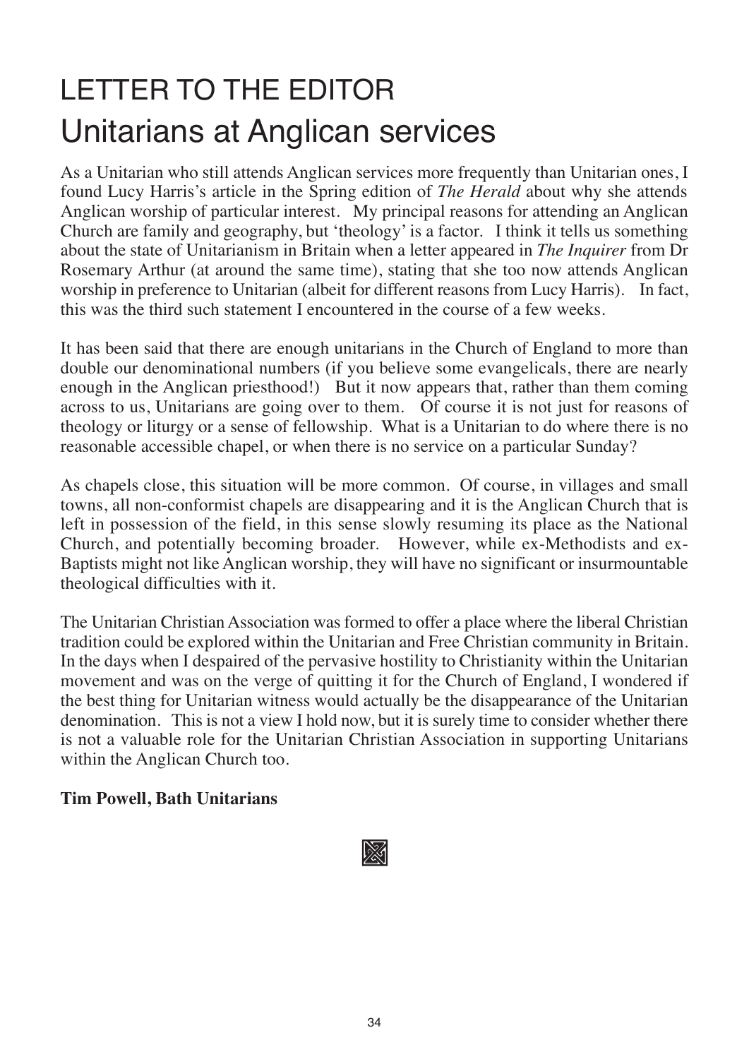# LETTER TO THE EDITOR

# Unitarians at Anglican services

As a Unitarian who still attends Anglican services more frequently than Unitarian ones, I found Lucy Harris's article in the Spring edition of *The Herald* about why she attends Anglican worship of particular interest. My principal reasons for attending an Anglican Church are family and geography, but 'theology' is a factor. I think it tells us something about the state of Unitarianism in Britain when a letter appeared in *The Inquirer* from Dr Rosemary Arthur (at around the same time), stating that she too now attends Anglican worship in preference to Unitarian (albeit for different reasons from Lucy Harris). In fact, this was the third such statement I encountered in the course of a few weeks.

It has been said that there are enough unitarians in the Church of England to more than double our denominational numbers (if you believe some evangelicals, there are nearly enough in the Anglican priesthood!) But it now appears that, rather than them coming across to us, Unitarians are going over to them. Of course it is not just for reasons of theology or liturgy or a sense of fellowship. What is a Unitarian to do where there is no reasonable accessible chapel, or when there is no service on a particular Sunday?

As chapels close, this situation will be more common. Of course, in villages and small towns, all non-conformist chapels are disappearing and it is the Anglican Church that is left in possession of the field, in this sense slowly resuming its place as the National Church, and potentially becoming broader. However, while ex-Methodists and ex-Baptists might not like Anglican worship, they will have no significant or insurmountable theological difficulties with it.

The Unitarian Christian Association was formed to offer a place where the liberal Christian tradition could be explored within the Unitarian and Free Christian community in Britain. In the days when I despaired of the pervasive hostility to Christianity within the Unitarian movement and was on the verge of quitting it for the Church of England, I wondered if the best thing for Unitarian witness would actually be the disappearance of the Unitarian denomination. This is not a view I hold now, but it is surely time to consider whether there is not a valuable role for the Unitarian Christian Association in supporting Unitarians within the Anglican Church too.

**Tim Powell, Bath Unitarians**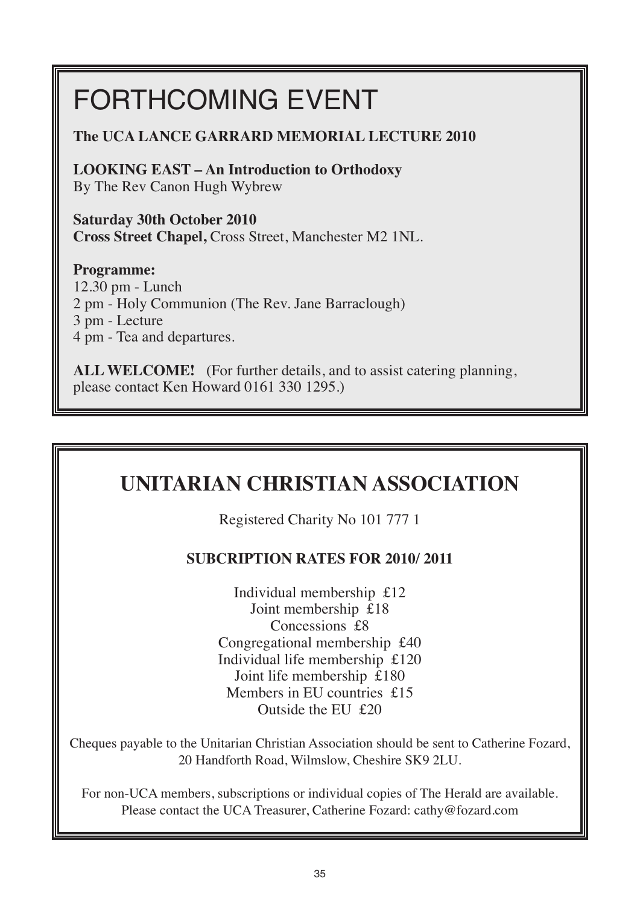# FORTHCOMING EVENT

**The UCA LANCE GARRARD MEMORIAL LECTURE 2010**

**LOOKING EAST – An Introduction to Orthodoxy**
By The Rev Canon Hugh Wybrew

**Saturday 30th October 2010**
**Cross Street Chapel,** Cross Street, Manchester M2 1NL.

**Programme:**
12.30 pm - Lunch
2 pm - Holy Communion (The Rev. Jane Barraclough)
3 pm - Lecture
4 pm - Tea and departures.

**ALL WELCOME!** (For further details, and to assist catering planning, please contact Ken Howard 0161 330 1295.)

## UNITARIAN CHRISTIAN ASSOCIATION

Registered Charity No 101 777 1

**SUBCRIPTION RATES FOR 2010/ 2011**

Individual membership £12
Joint membership £18
Concessions £8
Congregational membership £40
Individual life membership £120
Joint life membership £180
Members in EU countries £15
Outside the EU £20

Cheques payable to the Unitarian Christian Association should be sent to Catherine Fozard, 20 Handforth Road, Wilmslow, Cheshire SK9 2LU.

For non-UCA members, subscriptions or individual copies of The Herald are available. Please contact the UCA Treasurer, Catherine Fozard: cathy@fozard.com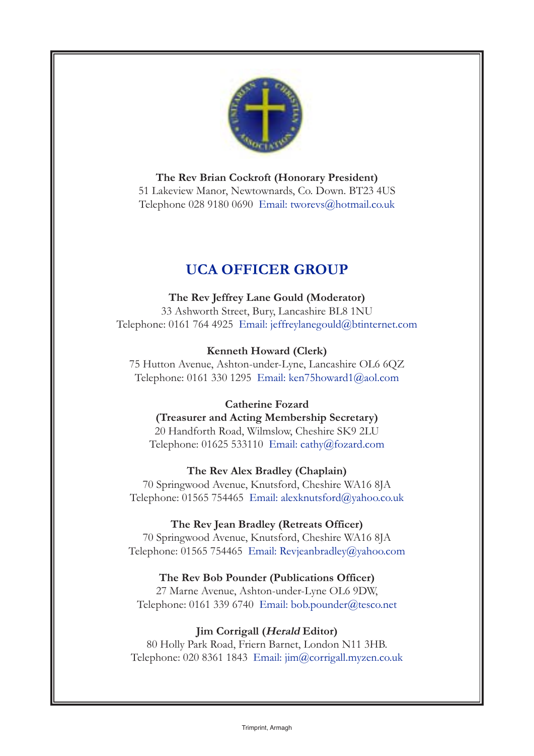**The Rev Brian Cockroft (Honorary President)**
51 Lakeview Manor, Newtownards, Co. Down. BT23 4US
Telephone 028 9180 0690 Email: tworevs@hotmail.co.uk

## UCA OFFICER GROUP

**The Rev Jeffrey Lane Gould (Moderator)**
33 Ashworth Street, Bury, Lancashire BL8 1NU
Telephone: 0161 764 4925 Email: jeffreylanegould@btinternet.com

**Kenneth Howard (Clerk)**
75 Hutton Avenue, Ashton-under-Lyne, Lancashire OL6 6QZ
Telephone: 0161 330 1295 Email: ken75howard1@aol.com

**Catherine Fozard**
**(Treasurer and Acting Membership Secretary)**
20 Handforth Road, Wilmslow, Cheshire SK9 2LU
Telephone: 01625 533110 Email: cathy@fozard.com

**The Rev Alex Bradley (Chaplain)**
70 Springwood Avenue, Knutsford, Cheshire WA16 8JA
Telephone: 01565 754465 Email: alexknutsford@yahoo.co.uk

**The Rev Jean Bradley (Retreats Officer)**
70 Springwood Avenue, Knutsford, Cheshire WA16 8JA
Telephone: 01565 754465 Email: Revjeanbradley@yahoo.com

**The Rev Bob Pounder (Publications Officer)**
27 Marne Avenue, Ashton-under-Lyne OL6 9DW,
Telephone: 0161 339 6740 Email: bob.pounder@tesco.net

**Jim Corrigall (*Herald* Editor)**
80 Holly Park Road, Friern Barnet, London N11 3HB.
Telephone: 020 8361 1843 Email: jim@corrigall.myzen.co.uk

Trimprint, Armagh